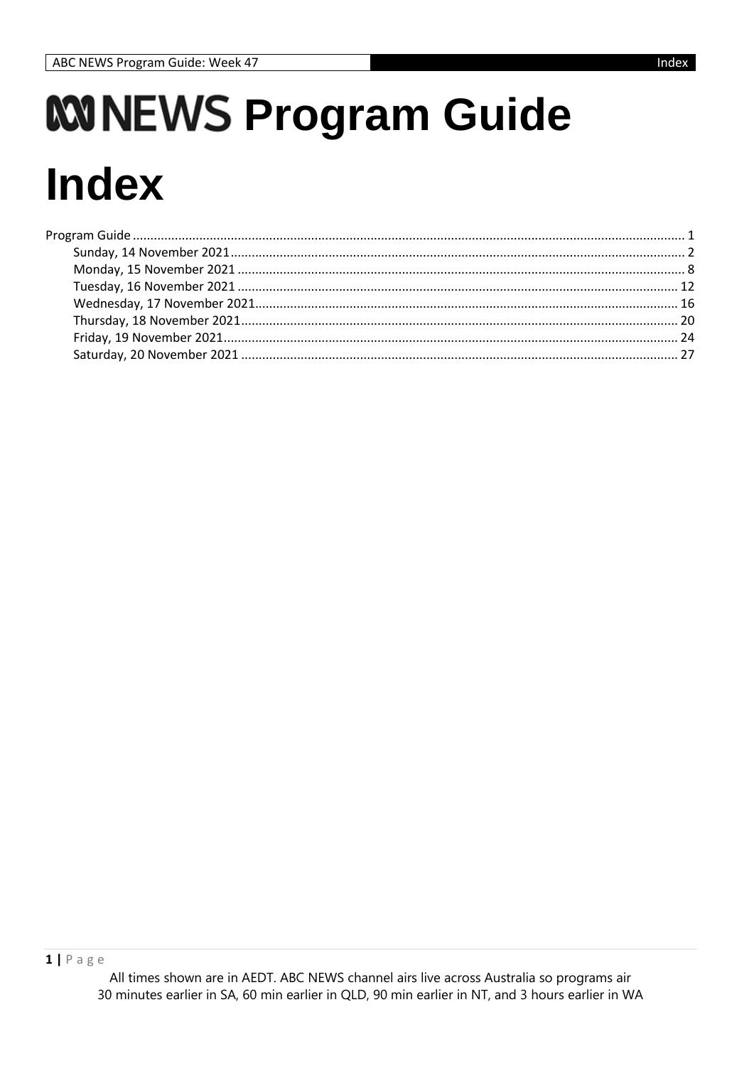# ABC NEWS Program Guide

# Index

Program Guide ........................................................................................................ 1
- Sunday, 14 November 2021 ........................................................................................ 2
- Monday, 15 November 2021 ........................................................................................ 8
- Tuesday, 16 November 2021 ........................................................................................ 12
- Wednesday, 17 November 2021 ........................................................................................ 16
- Thursday, 18 November 2021 ........................................................................................ 20
- Friday, 19 November 2021 ........................................................................................ 24
- Saturday, 20 November 2021 ........................................................................................ 27

All times shown are in AEDT. ABC NEWS channel airs live across Australia so programs air 30 minutes earlier in SA, 60 min earlier in QLD, 90 min earlier in NT, and 3 hours earlier in WA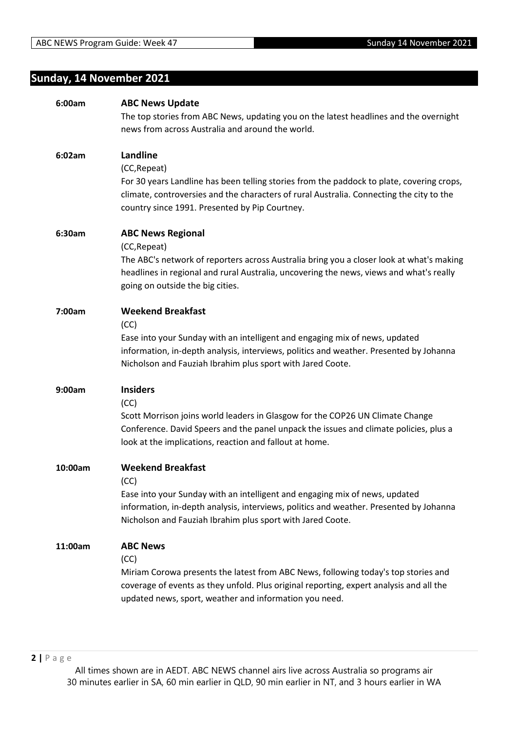## Sunday, 14 November 2021

**6:00am** **ABC News Update**

The top stories from ABC News, updating you on the latest headlines and the overnight news from across Australia and around the world.

**6:02am** **Landline**

(CC,Repeat)

For 30 years Landline has been telling stories from the paddock to plate, covering crops, climate, controversies and the characters of rural Australia. Connecting the city to the country since 1991. Presented by Pip Courtney.

**6:30am** **ABC News Regional**

(CC,Repeat)

The ABC's network of reporters across Australia bring you a closer look at what's making headlines in regional and rural Australia, uncovering the news, views and what's really going on outside the big cities.

**7:00am** **Weekend Breakfast**

(CC)

Ease into your Sunday with an intelligent and engaging mix of news, updated information, in-depth analysis, interviews, politics and weather. Presented by Johanna Nicholson and Fauziah Ibrahim plus sport with Jared Coote.

**9:00am** **Insiders**

(CC)

Scott Morrison joins world leaders in Glasgow for the COP26 UN Climate Change Conference. David Speers and the panel unpack the issues and climate policies, plus a look at the implications, reaction and fallout at home.

**10:00am** **Weekend Breakfast**

(CC)

Ease into your Sunday with an intelligent and engaging mix of news, updated information, in-depth analysis, interviews, politics and weather. Presented by Johanna Nicholson and Fauziah Ibrahim plus sport with Jared Coote.

**11:00am** **ABC News**

(CC)

Miriam Corowa presents the latest from ABC News, following today's top stories and coverage of events as they unfold. Plus original reporting, expert analysis and all the updated news, sport, weather and information you need.

All times shown are in AEDT. ABC NEWS channel airs live across Australia so programs air 30 minutes earlier in SA, 60 min earlier in QLD, 90 min earlier in NT, and 3 hours earlier in WA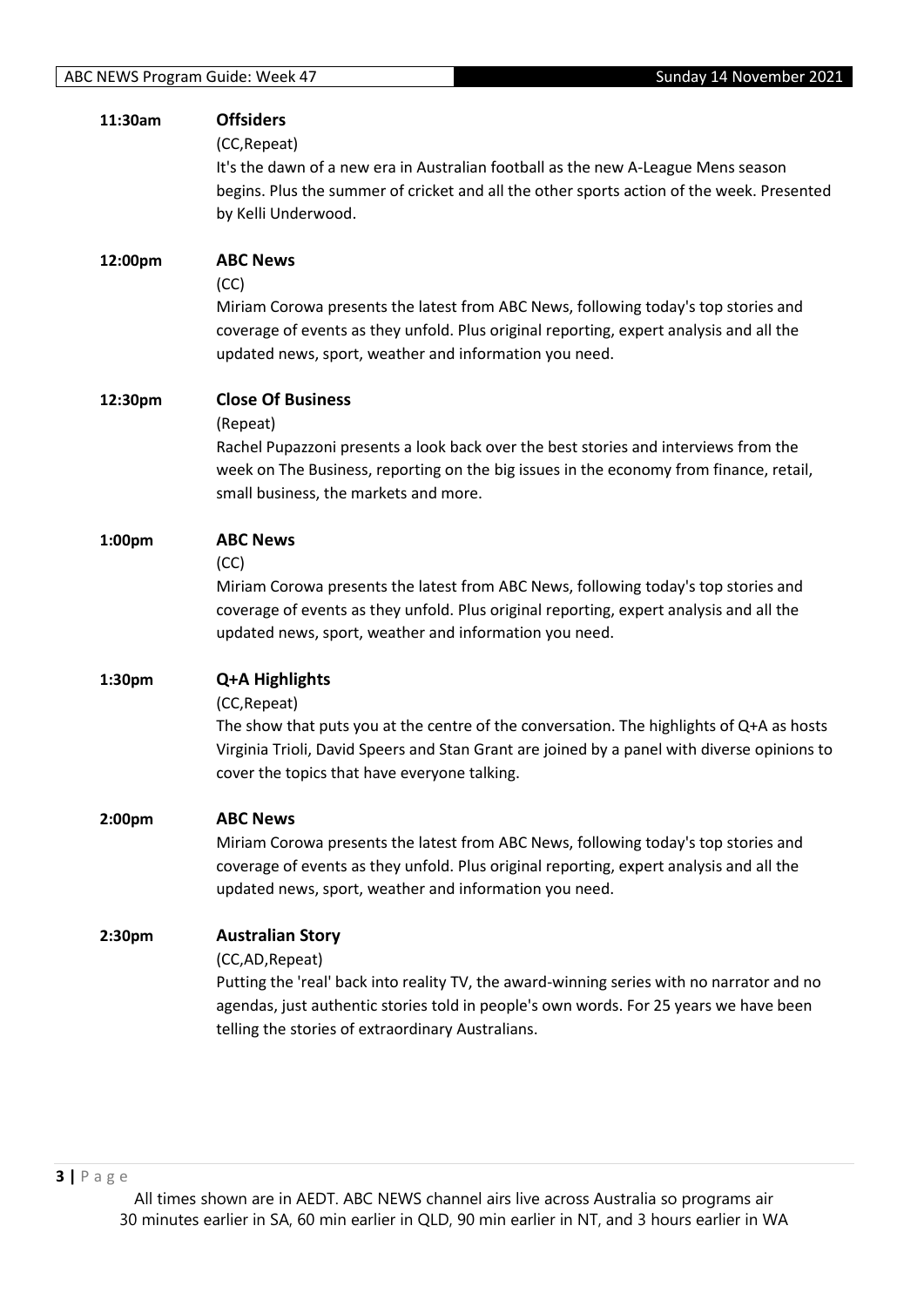**11:30am** **Offsiders**

(CC,Repeat)

It's the dawn of a new era in Australian football as the new A-League Mens season begins. Plus the summer of cricket and all the other sports action of the week. Presented by Kelli Underwood.

**12:00pm** **ABC News**

(CC)

Miriam Corowa presents the latest from ABC News, following today's top stories and coverage of events as they unfold. Plus original reporting, expert analysis and all the updated news, sport, weather and information you need.

**12:30pm** **Close Of Business**

(Repeat)

Rachel Pupazzoni presents a look back over the best stories and interviews from the week on The Business, reporting on the big issues in the economy from finance, retail, small business, the markets and more.

**1:00pm** **ABC News**

(CC)

Miriam Corowa presents the latest from ABC News, following today's top stories and coverage of events as they unfold. Plus original reporting, expert analysis and all the updated news, sport, weather and information you need.

**1:30pm** **Q+A Highlights**

(CC,Repeat)

The show that puts you at the centre of the conversation. The highlights of Q+A as hosts Virginia Trioli, David Speers and Stan Grant are joined by a panel with diverse opinions to cover the topics that have everyone talking.

**2:00pm** **ABC News**

Miriam Corowa presents the latest from ABC News, following today's top stories and coverage of events as they unfold. Plus original reporting, expert analysis and all the updated news, sport, weather and information you need.

**2:30pm** **Australian Story**

(CC,AD,Repeat)

Putting the 'real' back into reality TV, the award-winning series with no narrator and no agendas, just authentic stories told in people's own words. For 25 years we have been telling the stories of extraordinary Australians.

All times shown are in AEDT. ABC NEWS channel airs live across Australia so programs air 30 minutes earlier in SA, 60 min earlier in QLD, 90 min earlier in NT, and 3 hours earlier in WA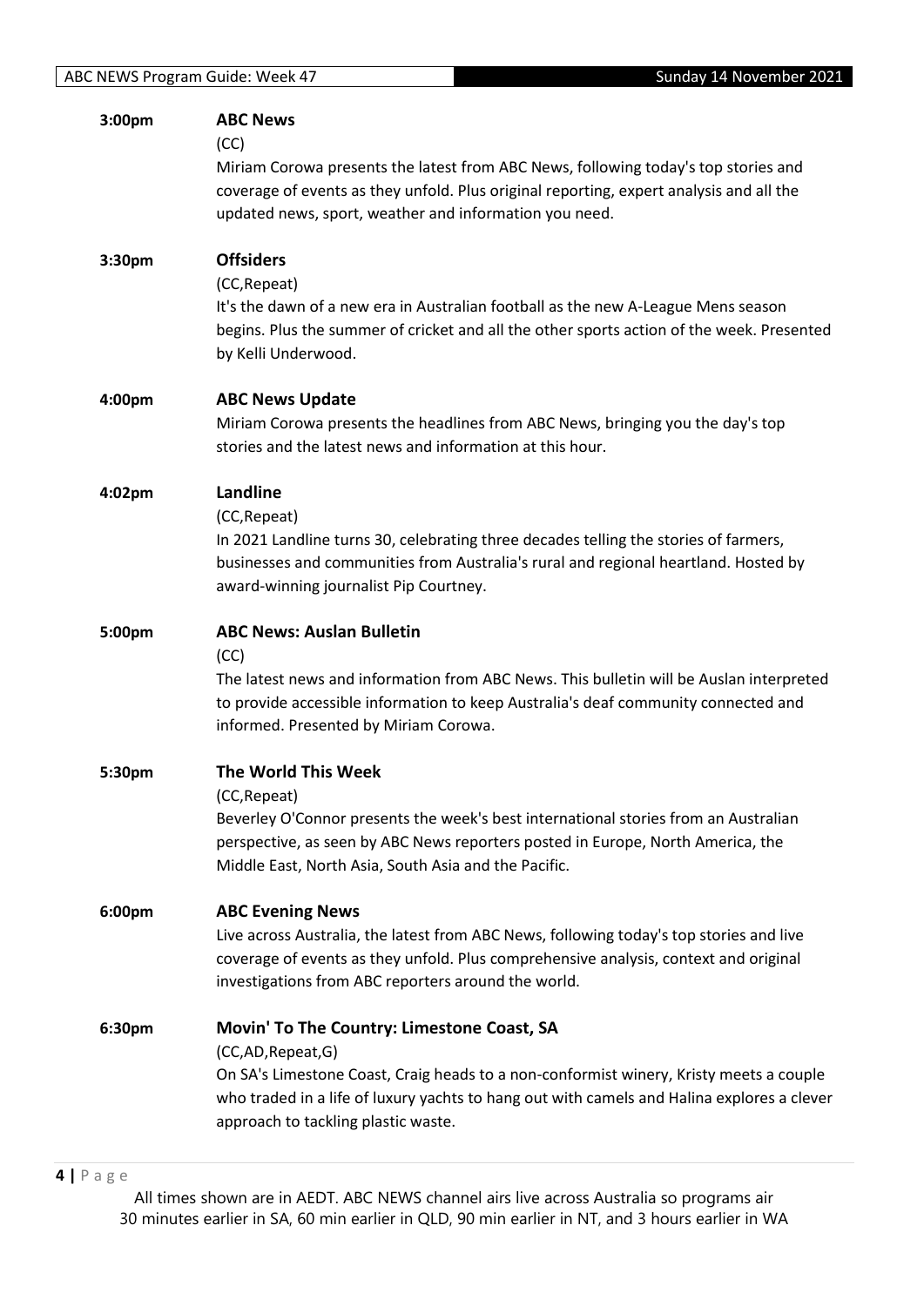**3:00pm** **ABC News**

(CC)

Miriam Corowa presents the latest from ABC News, following today's top stories and coverage of events as they unfold. Plus original reporting, expert analysis and all the updated news, sport, weather and information you need.

**3:30pm** **Offsiders**

(CC,Repeat)

It's the dawn of a new era in Australian football as the new A-League Mens season begins. Plus the summer of cricket and all the other sports action of the week. Presented by Kelli Underwood.

**4:00pm** **ABC News Update**

Miriam Corowa presents the headlines from ABC News, bringing you the day's top stories and the latest news and information at this hour.

**4:02pm** **Landline**

(CC,Repeat)

In 2021 Landline turns 30, celebrating three decades telling the stories of farmers, businesses and communities from Australia's rural and regional heartland. Hosted by award-winning journalist Pip Courtney.

**5:00pm** **ABC News: Auslan Bulletin**

(CC)

The latest news and information from ABC News. This bulletin will be Auslan interpreted to provide accessible information to keep Australia's deaf community connected and informed. Presented by Miriam Corowa.

**5:30pm** **The World This Week**

(CC,Repeat)

Beverley O'Connor presents the week's best international stories from an Australian perspective, as seen by ABC News reporters posted in Europe, North America, the Middle East, North Asia, South Asia and the Pacific.

**6:00pm** **ABC Evening News**

Live across Australia, the latest from ABC News, following today's top stories and live coverage of events as they unfold. Plus comprehensive analysis, context and original investigations from ABC reporters around the world.

**6:30pm** **Movin' To The Country: Limestone Coast, SA**

(CC,AD,Repeat,G)

On SA's Limestone Coast, Craig heads to a non-conformist winery, Kristy meets a couple who traded in a life of luxury yachts to hang out with camels and Halina explores a clever approach to tackling plastic waste.

All times shown are in AEDT. ABC NEWS channel airs live across Australia so programs air 30 minutes earlier in SA, 60 min earlier in QLD, 90 min earlier in NT, and 3 hours earlier in WA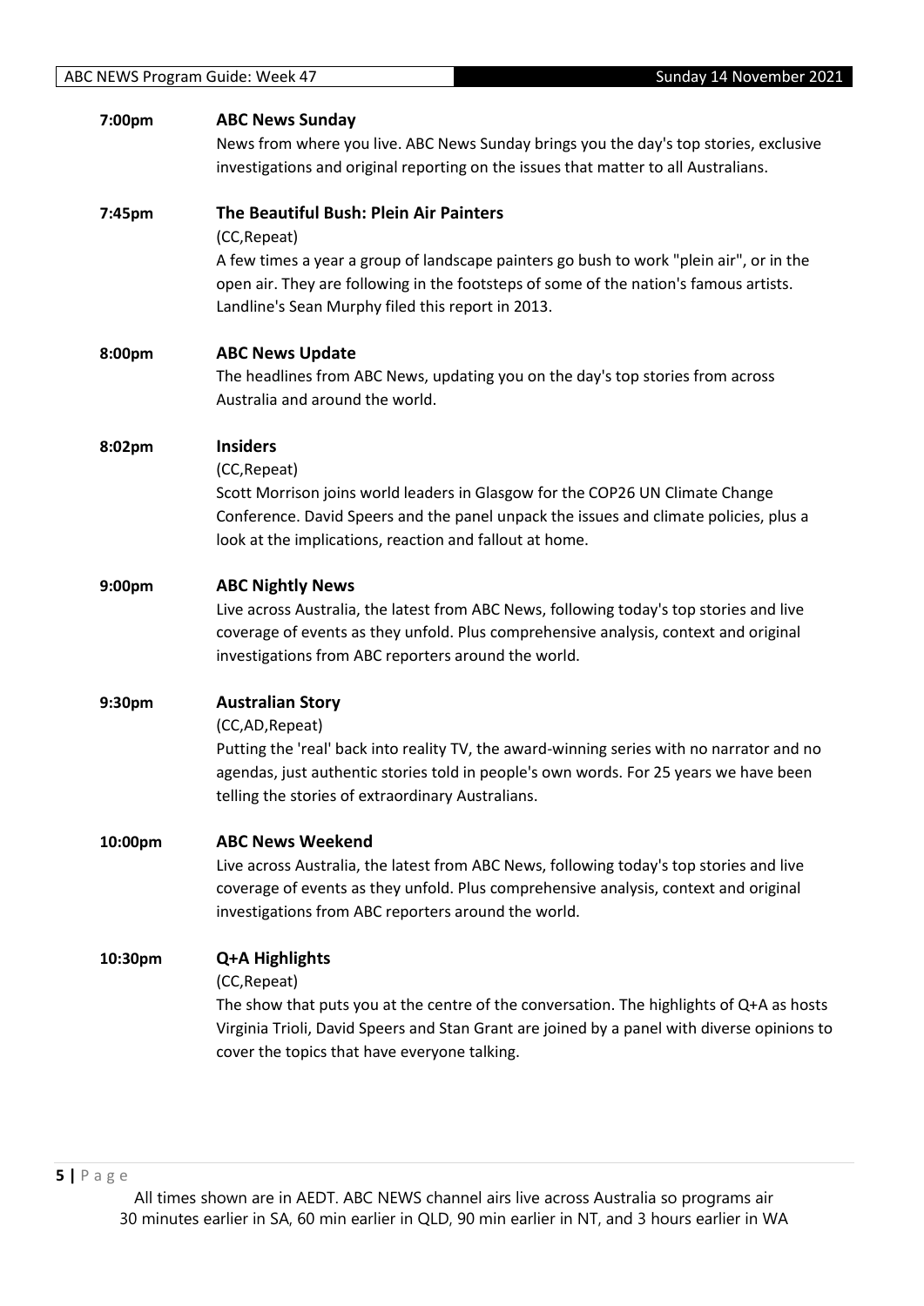**7:00pm** **ABC News Sunday**

News from where you live. ABC News Sunday brings you the day's top stories, exclusive investigations and original reporting on the issues that matter to all Australians.

**7:45pm** **The Beautiful Bush: Plein Air Painters**

(CC,Repeat)

A few times a year a group of landscape painters go bush to work "plein air", or in the open air. They are following in the footsteps of some of the nation's famous artists. Landline's Sean Murphy filed this report in 2013.

**8:00pm** **ABC News Update**

The headlines from ABC News, updating you on the day's top stories from across Australia and around the world.

**8:02pm** **Insiders**

(CC,Repeat)

Scott Morrison joins world leaders in Glasgow for the COP26 UN Climate Change Conference. David Speers and the panel unpack the issues and climate policies, plus a look at the implications, reaction and fallout at home.

**9:00pm** **ABC Nightly News**

Live across Australia, the latest from ABC News, following today's top stories and live coverage of events as they unfold. Plus comprehensive analysis, context and original investigations from ABC reporters around the world.

**9:30pm** **Australian Story**

(CC,AD,Repeat)

Putting the 'real' back into reality TV, the award-winning series with no narrator and no agendas, just authentic stories told in people's own words. For 25 years we have been telling the stories of extraordinary Australians.

**10:00pm** **ABC News Weekend**

Live across Australia, the latest from ABC News, following today's top stories and live coverage of events as they unfold. Plus comprehensive analysis, context and original investigations from ABC reporters around the world.

**10:30pm** **Q+A Highlights**

(CC,Repeat)

The show that puts you at the centre of the conversation. The highlights of Q+A as hosts Virginia Trioli, David Speers and Stan Grant are joined by a panel with diverse opinions to cover the topics that have everyone talking.

All times shown are in AEDT. ABC NEWS channel airs live across Australia so programs air 30 minutes earlier in SA, 60 min earlier in QLD, 90 min earlier in NT, and 3 hours earlier in WA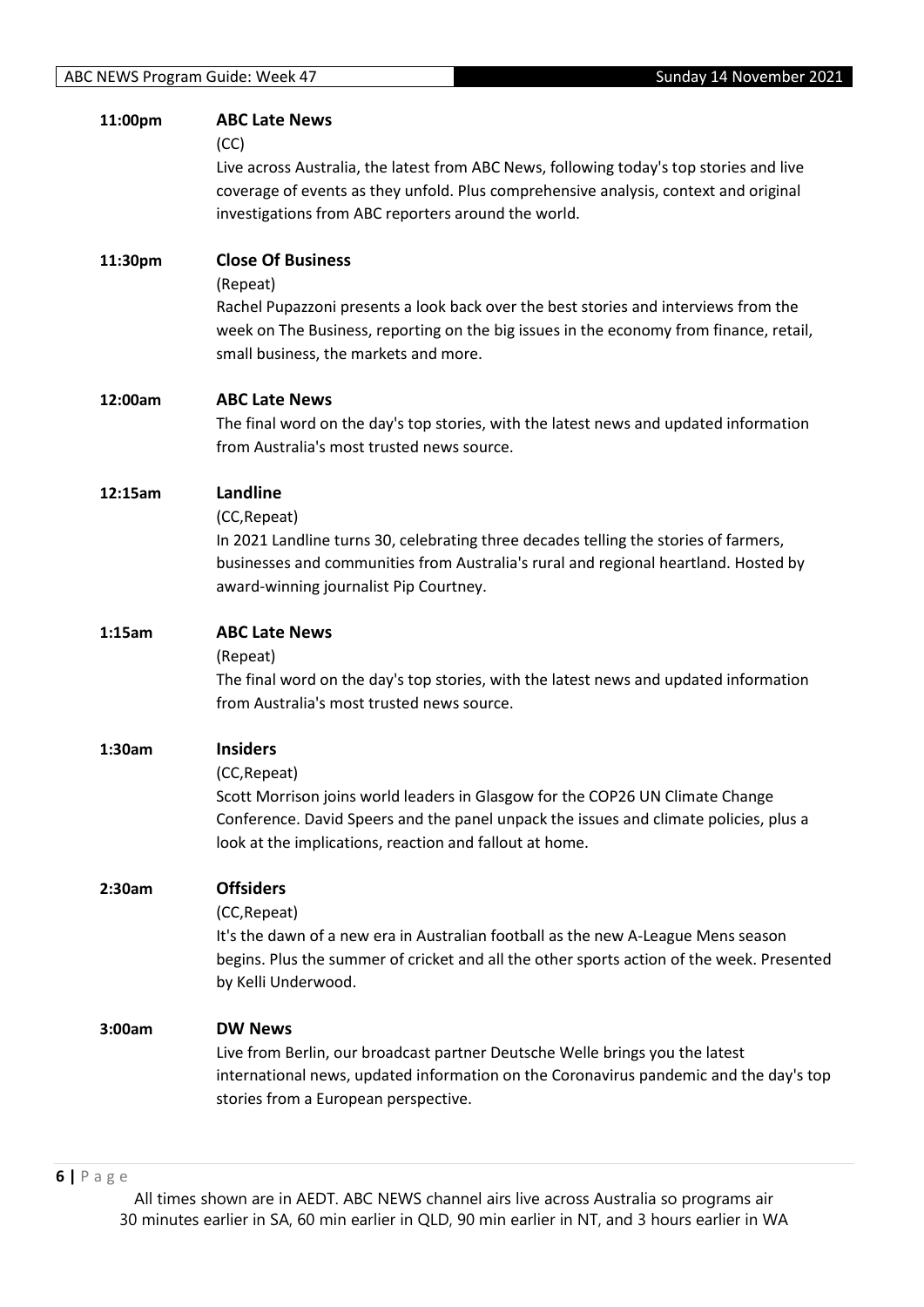**11:00pm** **ABC Late News**

(CC)

Live across Australia, the latest from ABC News, following today's top stories and live coverage of events as they unfold. Plus comprehensive analysis, context and original investigations from ABC reporters around the world.

**11:30pm** **Close Of Business**

(Repeat)

Rachel Pupazzoni presents a look back over the best stories and interviews from the week on The Business, reporting on the big issues in the economy from finance, retail, small business, the markets and more.

**12:00am** **ABC Late News**

The final word on the day's top stories, with the latest news and updated information from Australia's most trusted news source.

**12:15am** **Landline**

(CC,Repeat)

In 2021 Landline turns 30, celebrating three decades telling the stories of farmers, businesses and communities from Australia's rural and regional heartland. Hosted by award-winning journalist Pip Courtney.

**1:15am** **ABC Late News**

(Repeat)

The final word on the day's top stories, with the latest news and updated information from Australia's most trusted news source.

**1:30am** **Insiders**

(CC,Repeat)

Scott Morrison joins world leaders in Glasgow for the COP26 UN Climate Change Conference. David Speers and the panel unpack the issues and climate policies, plus a look at the implications, reaction and fallout at home.

**2:30am** **Offsiders**

(CC,Repeat)

It's the dawn of a new era in Australian football as the new A-League Mens season begins. Plus the summer of cricket and all the other sports action of the week. Presented by Kelli Underwood.

**3:00am** **DW News**

Live from Berlin, our broadcast partner Deutsche Welle brings you the latest international news, updated information on the Coronavirus pandemic and the day's top stories from a European perspective.

All times shown are in AEDT. ABC NEWS channel airs live across Australia so programs air 30 minutes earlier in SA, 60 min earlier in QLD, 90 min earlier in NT, and 3 hours earlier in WA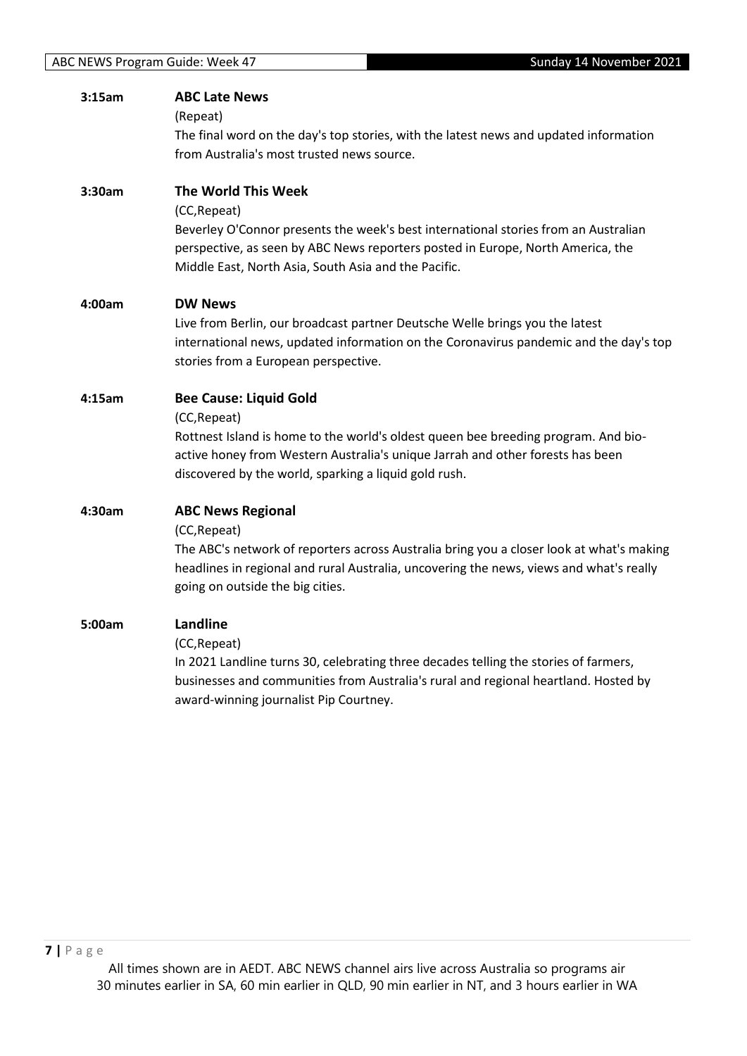**3:15am** **ABC Late News**

(Repeat)

The final word on the day's top stories, with the latest news and updated information from Australia's most trusted news source.

**3:30am** **The World This Week**

(CC,Repeat)

Beverley O'Connor presents the week's best international stories from an Australian perspective, as seen by ABC News reporters posted in Europe, North America, the Middle East, North Asia, South Asia and the Pacific.

**4:00am** **DW News**

Live from Berlin, our broadcast partner Deutsche Welle brings you the latest international news, updated information on the Coronavirus pandemic and the day's top stories from a European perspective.

**4:15am** **Bee Cause: Liquid Gold**

(CC,Repeat)

Rottnest Island is home to the world's oldest queen bee breeding program. And bio-active honey from Western Australia's unique Jarrah and other forests has been discovered by the world, sparking a liquid gold rush.

**4:30am** **ABC News Regional**

(CC,Repeat)

The ABC's network of reporters across Australia bring you a closer look at what's making headlines in regional and rural Australia, uncovering the news, views and what's really going on outside the big cities.

**5:00am** **Landline**

(CC,Repeat)

In 2021 Landline turns 30, celebrating three decades telling the stories of farmers, businesses and communities from Australia's rural and regional heartland. Hosted by award-winning journalist Pip Courtney.

All times shown are in AEDT. ABC NEWS channel airs live across Australia so programs air 30 minutes earlier in SA, 60 min earlier in QLD, 90 min earlier in NT, and 3 hours earlier in WA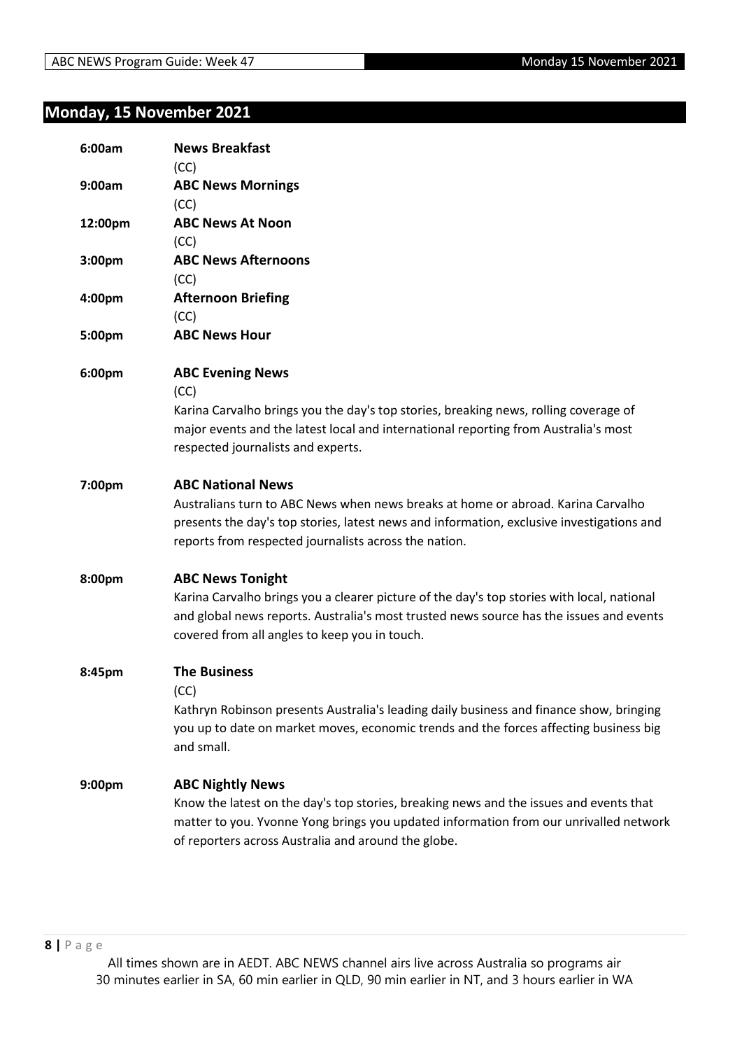## Monday, 15 November 2021

**6:00am** **News Breakfast**
(CC)

**9:00am** **ABC News Mornings**
(CC)

**12:00pm** **ABC News At Noon**
(CC)

**3:00pm** **ABC News Afternoons**
(CC)

**4:00pm** **Afternoon Briefing**
(CC)

**5:00pm** **ABC News Hour**

**6:00pm** **ABC Evening News**
(CC)
Karina Carvalho brings you the day's top stories, breaking news, rolling coverage of major events and the latest local and international reporting from Australia's most respected journalists and experts.

**7:00pm** **ABC National News**
Australians turn to ABC News when news breaks at home or abroad. Karina Carvalho presents the day's top stories, latest news and information, exclusive investigations and reports from respected journalists across the nation.

**8:00pm** **ABC News Tonight**
Karina Carvalho brings you a clearer picture of the day's top stories with local, national and global news reports. Australia's most trusted news source has the issues and events covered from all angles to keep you in touch.

**8:45pm** **The Business**
(CC)
Kathryn Robinson presents Australia's leading daily business and finance show, bringing you up to date on market moves, economic trends and the forces affecting business big and small.

**9:00pm** **ABC Nightly News**
Know the latest on the day's top stories, breaking news and the issues and events that matter to you. Yvonne Yong brings you updated information from our unrivalled network of reporters across Australia and around the globe.

All times shown are in AEDT. ABC NEWS channel airs live across Australia so programs air 30 minutes earlier in SA, 60 min earlier in QLD, 90 min earlier in NT, and 3 hours earlier in WA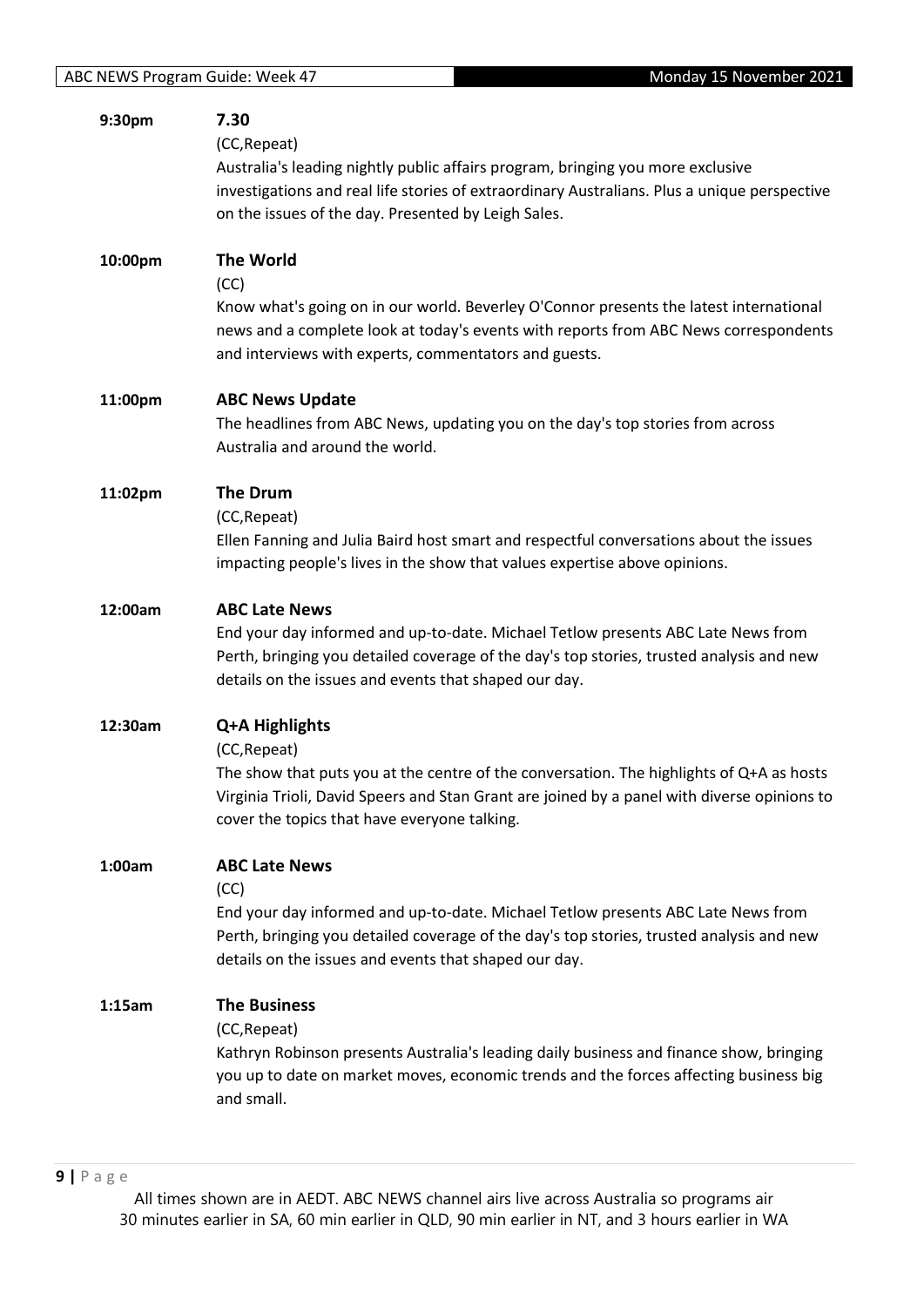**9:30pm** **7.30**

(CC,Repeat)

Australia's leading nightly public affairs program, bringing you more exclusive investigations and real life stories of extraordinary Australians. Plus a unique perspective on the issues of the day. Presented by Leigh Sales.

**10:00pm** **The World**

(CC)

Know what's going on in our world. Beverley O'Connor presents the latest international news and a complete look at today's events with reports from ABC News correspondents and interviews with experts, commentators and guests.

**11:00pm** **ABC News Update**

The headlines from ABC News, updating you on the day's top stories from across Australia and around the world.

**11:02pm** **The Drum**

(CC,Repeat)

Ellen Fanning and Julia Baird host smart and respectful conversations about the issues impacting people's lives in the show that values expertise above opinions.

**12:00am** **ABC Late News**

End your day informed and up-to-date. Michael Tetlow presents ABC Late News from Perth, bringing you detailed coverage of the day's top stories, trusted analysis and new details on the issues and events that shaped our day.

**12:30am** **Q+A Highlights**

(CC,Repeat)

The show that puts you at the centre of the conversation. The highlights of Q+A as hosts Virginia Trioli, David Speers and Stan Grant are joined by a panel with diverse opinions to cover the topics that have everyone talking.

**1:00am** **ABC Late News**

(CC)

End your day informed and up-to-date. Michael Tetlow presents ABC Late News from Perth, bringing you detailed coverage of the day's top stories, trusted analysis and new details on the issues and events that shaped our day.

**1:15am** **The Business**

(CC,Repeat)

Kathryn Robinson presents Australia's leading daily business and finance show, bringing you up to date on market moves, economic trends and the forces affecting business big and small.

All times shown are in AEDT. ABC NEWS channel airs live across Australia so programs air 30 minutes earlier in SA, 60 min earlier in QLD, 90 min earlier in NT, and 3 hours earlier in WA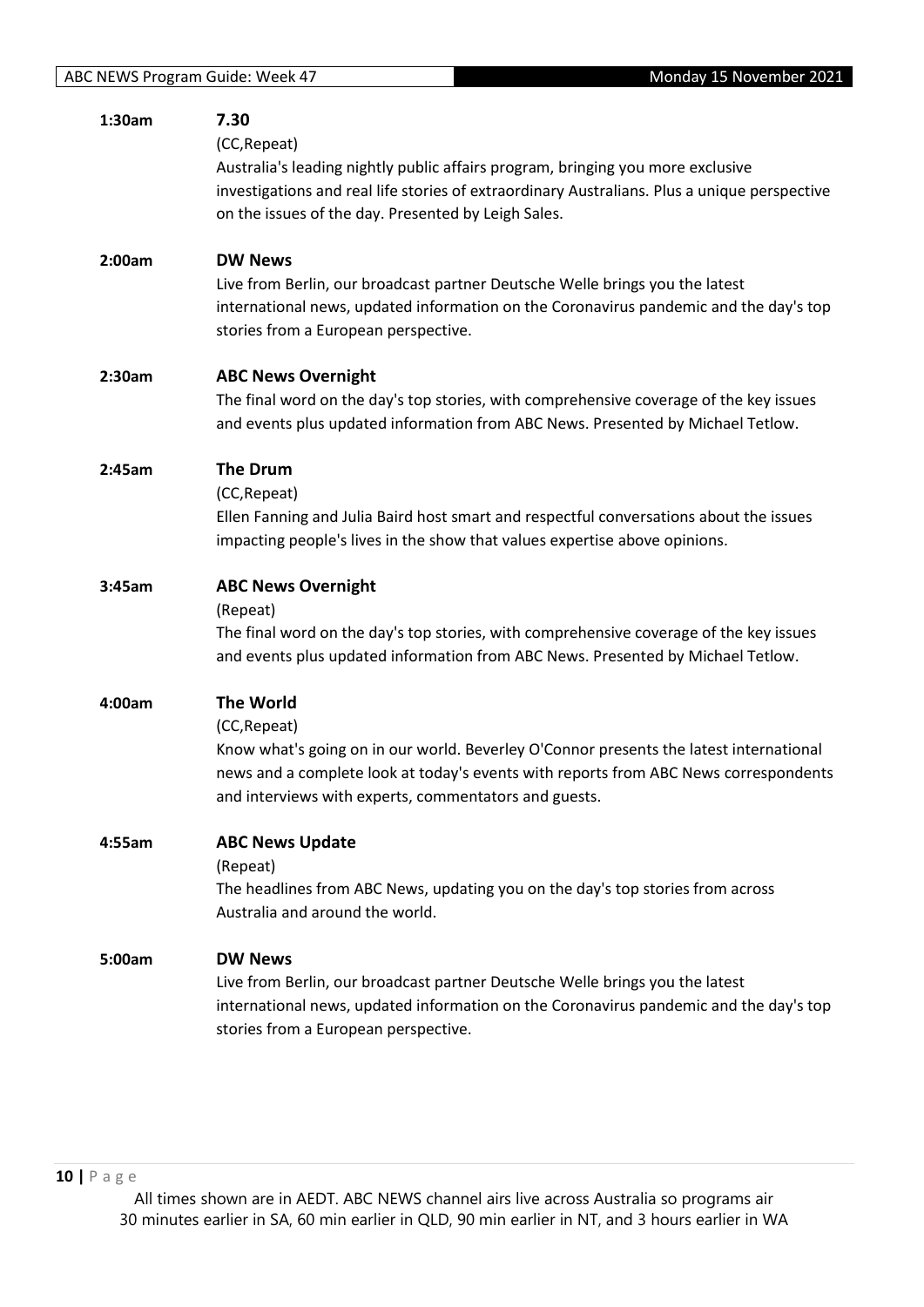**1:30am** **7.30**
(CC,Repeat)
Australia's leading nightly public affairs program, bringing you more exclusive investigations and real life stories of extraordinary Australians. Plus a unique perspective on the issues of the day. Presented by Leigh Sales.

**2:00am** **DW News**
Live from Berlin, our broadcast partner Deutsche Welle brings you the latest international news, updated information on the Coronavirus pandemic and the day's top stories from a European perspective.

**2:30am** **ABC News Overnight**
The final word on the day's top stories, with comprehensive coverage of the key issues and events plus updated information from ABC News. Presented by Michael Tetlow.

**2:45am** **The Drum**
(CC,Repeat)
Ellen Fanning and Julia Baird host smart and respectful conversations about the issues impacting people's lives in the show that values expertise above opinions.

**3:45am** **ABC News Overnight**
(Repeat)
The final word on the day's top stories, with comprehensive coverage of the key issues and events plus updated information from ABC News. Presented by Michael Tetlow.

**4:00am** **The World**
(CC,Repeat)
Know what's going on in our world. Beverley O'Connor presents the latest international news and a complete look at today's events with reports from ABC News correspondents and interviews with experts, commentators and guests.

**4:55am** **ABC News Update**
(Repeat)
The headlines from ABC News, updating you on the day's top stories from across Australia and around the world.

**5:00am** **DW News**
Live from Berlin, our broadcast partner Deutsche Welle brings you the latest international news, updated information on the Coronavirus pandemic and the day's top stories from a European perspective.

All times shown are in AEDT. ABC NEWS channel airs live across Australia so programs air 30 minutes earlier in SA, 60 min earlier in QLD, 90 min earlier in NT, and 3 hours earlier in WA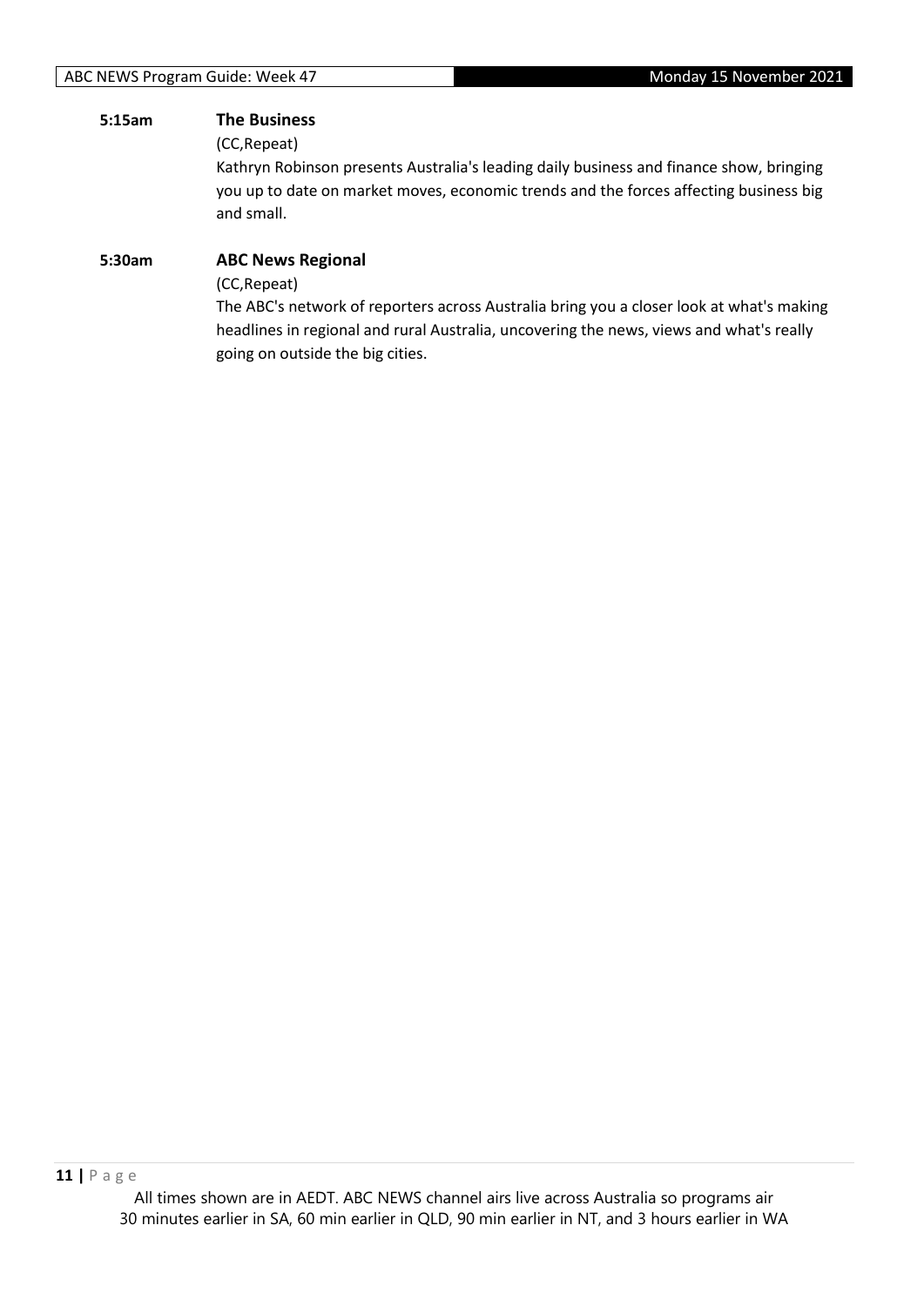**5:15am** **The Business**

(CC,Repeat)

Kathryn Robinson presents Australia's leading daily business and finance show, bringing you up to date on market moves, economic trends and the forces affecting business big and small.

**5:30am** **ABC News Regional**

(CC,Repeat)

The ABC's network of reporters across Australia bring you a closer look at what's making headlines in regional and rural Australia, uncovering the news, views and what's really going on outside the big cities.

All times shown are in AEDT. ABC NEWS channel airs live across Australia so programs air 30 minutes earlier in SA, 60 min earlier in QLD, 90 min earlier in NT, and 3 hours earlier in WA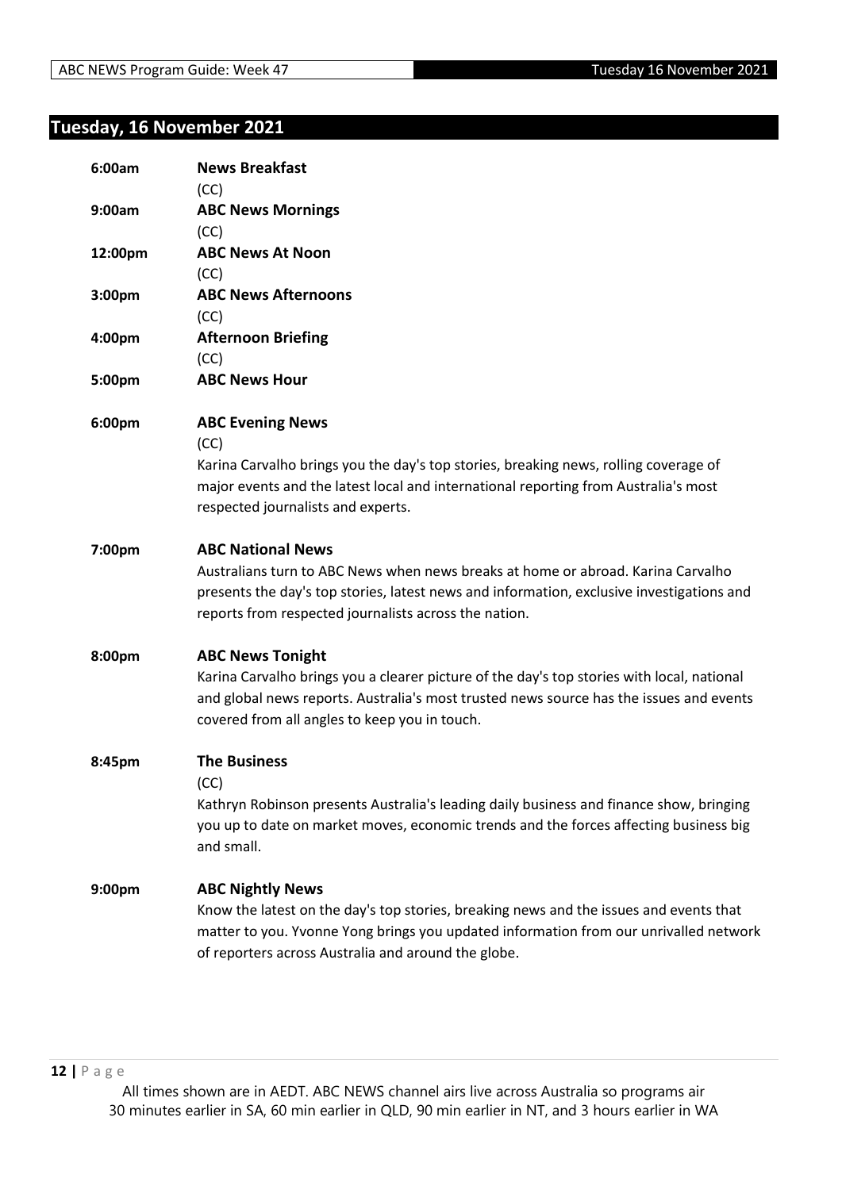## Tuesday, 16 November 2021

**6:00am** **News Breakfast**
(CC)

**9:00am** **ABC News Mornings**
(CC)

**12:00pm** **ABC News At Noon**
(CC)

**3:00pm** **ABC News Afternoons**
(CC)

**4:00pm** **Afternoon Briefing**
(CC)

**5:00pm** **ABC News Hour**

**6:00pm** **ABC Evening News**
(CC)
Karina Carvalho brings you the day's top stories, breaking news, rolling coverage of major events and the latest local and international reporting from Australia's most respected journalists and experts.

**7:00pm** **ABC National News**
Australians turn to ABC News when news breaks at home or abroad. Karina Carvalho presents the day's top stories, latest news and information, exclusive investigations and reports from respected journalists across the nation.

**8:00pm** **ABC News Tonight**
Karina Carvalho brings you a clearer picture of the day's top stories with local, national and global news reports. Australia's most trusted news source has the issues and events covered from all angles to keep you in touch.

**8:45pm** **The Business**
(CC)
Kathryn Robinson presents Australia's leading daily business and finance show, bringing you up to date on market moves, economic trends and the forces affecting business big and small.

**9:00pm** **ABC Nightly News**
Know the latest on the day's top stories, breaking news and the issues and events that matter to you. Yvonne Yong brings you updated information from our unrivalled network of reporters across Australia and around the globe.

All times shown are in AEDT. ABC NEWS channel airs live across Australia so programs air 30 minutes earlier in SA, 60 min earlier in QLD, 90 min earlier in NT, and 3 hours earlier in WA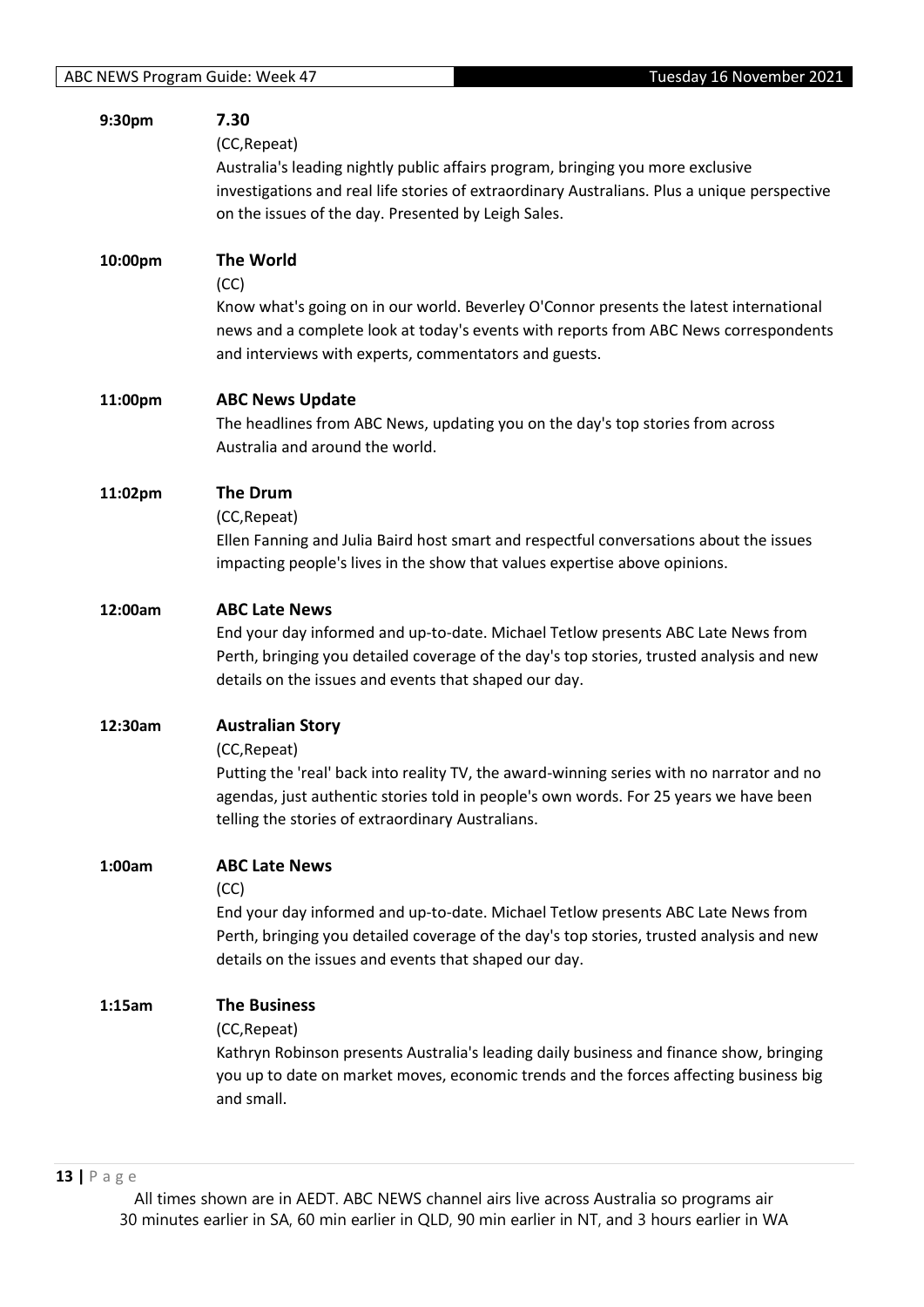**9:30pm** **7.30**

(CC,Repeat)

Australia's leading nightly public affairs program, bringing you more exclusive investigations and real life stories of extraordinary Australians. Plus a unique perspective on the issues of the day. Presented by Leigh Sales.

**10:00pm** **The World**

(CC)

Know what's going on in our world. Beverley O'Connor presents the latest international news and a complete look at today's events with reports from ABC News correspondents and interviews with experts, commentators and guests.

**11:00pm** **ABC News Update**

The headlines from ABC News, updating you on the day's top stories from across Australia and around the world.

**11:02pm** **The Drum**

(CC,Repeat)

Ellen Fanning and Julia Baird host smart and respectful conversations about the issues impacting people's lives in the show that values expertise above opinions.

**12:00am** **ABC Late News**

End your day informed and up-to-date. Michael Tetlow presents ABC Late News from Perth, bringing you detailed coverage of the day's top stories, trusted analysis and new details on the issues and events that shaped our day.

**12:30am** **Australian Story**

(CC,Repeat)

Putting the 'real' back into reality TV, the award-winning series with no narrator and no agendas, just authentic stories told in people's own words. For 25 years we have been telling the stories of extraordinary Australians.

**1:00am** **ABC Late News**

(CC)

End your day informed and up-to-date. Michael Tetlow presents ABC Late News from Perth, bringing you detailed coverage of the day's top stories, trusted analysis and new details on the issues and events that shaped our day.

**1:15am** **The Business**

(CC,Repeat)

Kathryn Robinson presents Australia's leading daily business and finance show, bringing you up to date on market moves, economic trends and the forces affecting business big and small.

All times shown are in AEDT. ABC NEWS channel airs live across Australia so programs air 30 minutes earlier in SA, 60 min earlier in QLD, 90 min earlier in NT, and 3 hours earlier in WA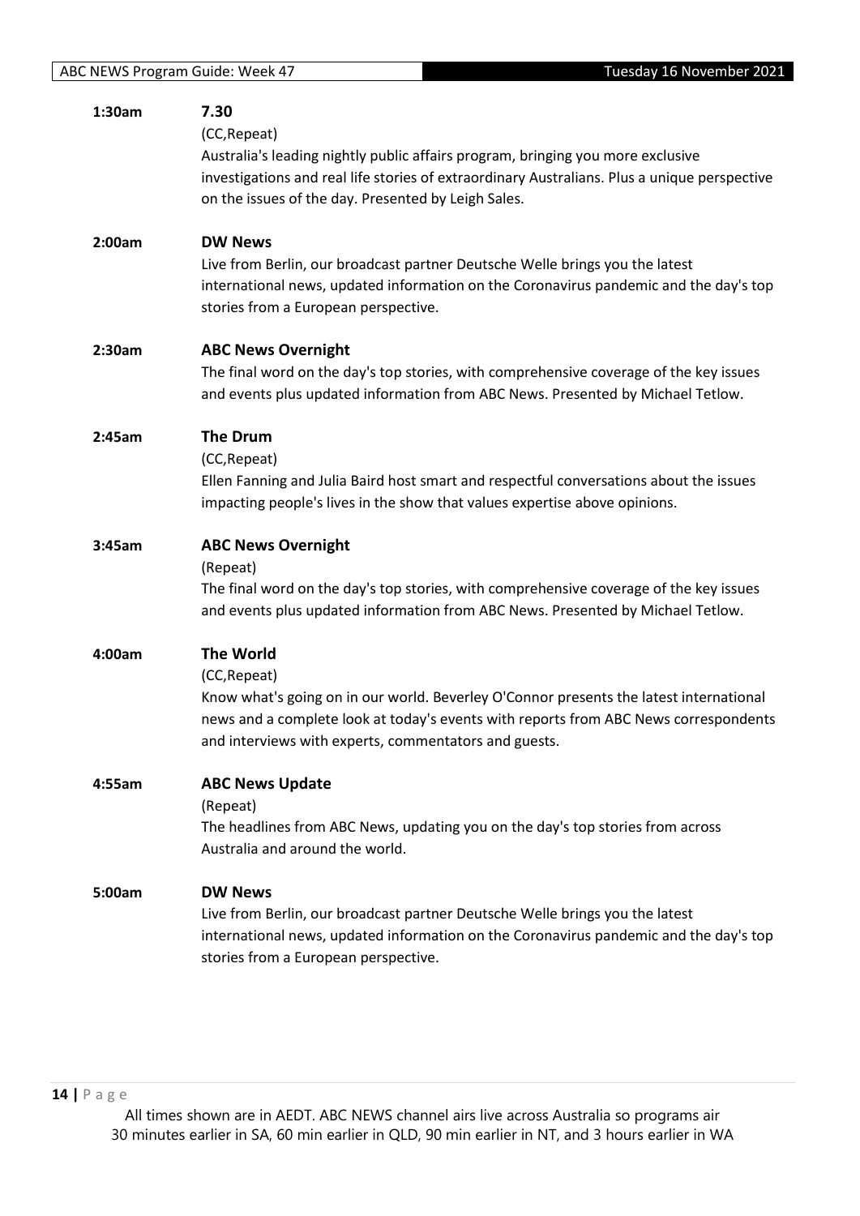**1:30am** **7.30**

(CC,Repeat)

Australia's leading nightly public affairs program, bringing you more exclusive investigations and real life stories of extraordinary Australians. Plus a unique perspective on the issues of the day. Presented by Leigh Sales.

**2:00am** **DW News**

Live from Berlin, our broadcast partner Deutsche Welle brings you the latest international news, updated information on the Coronavirus pandemic and the day's top stories from a European perspective.

**2:30am** **ABC News Overnight**

The final word on the day's top stories, with comprehensive coverage of the key issues and events plus updated information from ABC News. Presented by Michael Tetlow.

**2:45am** **The Drum**

(CC,Repeat)

Ellen Fanning and Julia Baird host smart and respectful conversations about the issues impacting people's lives in the show that values expertise above opinions.

**3:45am** **ABC News Overnight**

(Repeat)

The final word on the day's top stories, with comprehensive coverage of the key issues and events plus updated information from ABC News. Presented by Michael Tetlow.

**4:00am** **The World**

(CC,Repeat)

Know what's going on in our world. Beverley O'Connor presents the latest international news and a complete look at today's events with reports from ABC News correspondents and interviews with experts, commentators and guests.

**4:55am** **ABC News Update**

(Repeat)

The headlines from ABC News, updating you on the day's top stories from across Australia and around the world.

**5:00am** **DW News**

Live from Berlin, our broadcast partner Deutsche Welle brings you the latest international news, updated information on the Coronavirus pandemic and the day's top stories from a European perspective.

All times shown are in AEDT. ABC NEWS channel airs live across Australia so programs air 30 minutes earlier in SA, 60 min earlier in QLD, 90 min earlier in NT, and 3 hours earlier in WA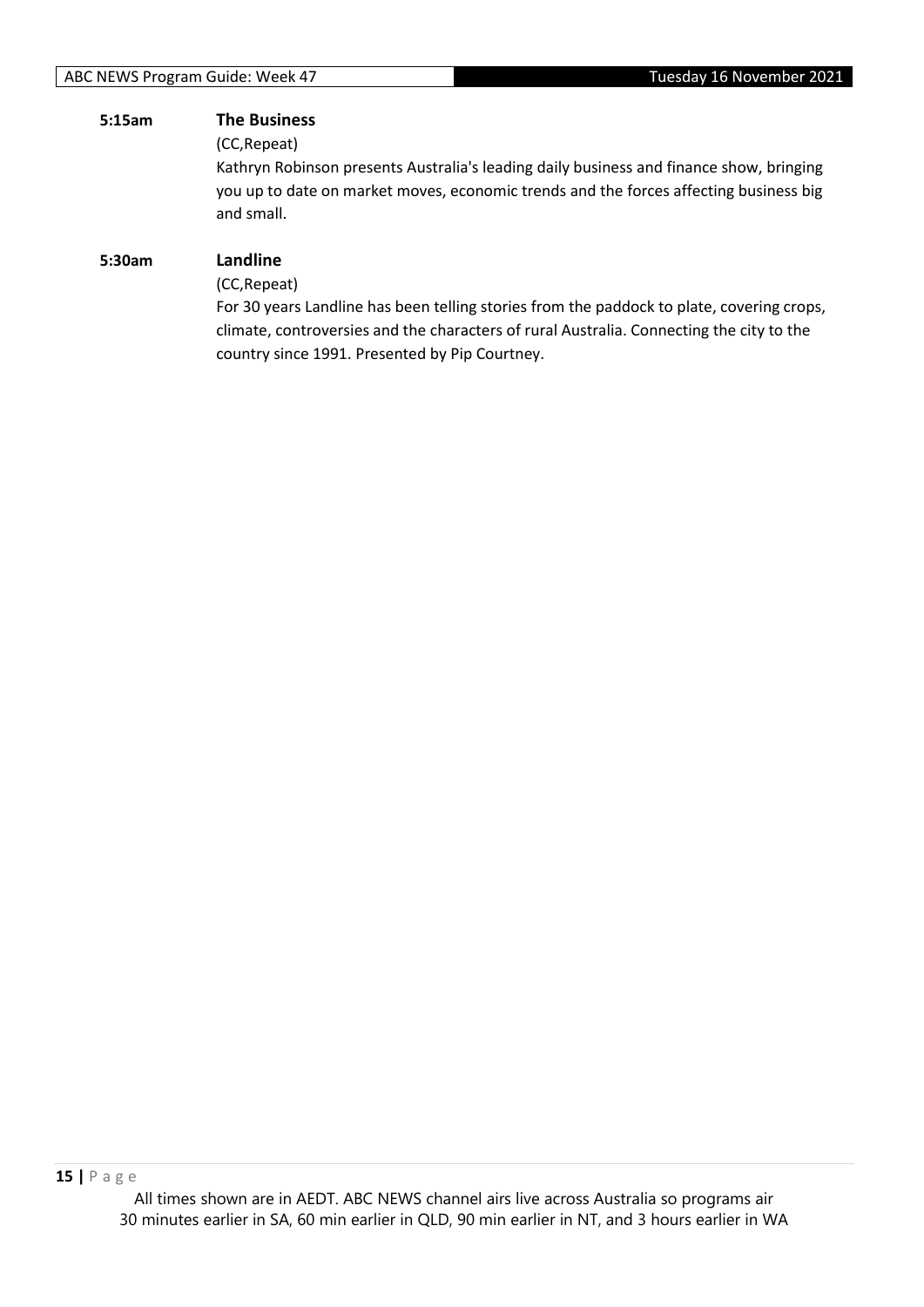**5:15am** **The Business**

(CC,Repeat)

Kathryn Robinson presents Australia's leading daily business and finance show, bringing you up to date on market moves, economic trends and the forces affecting business big and small.

**5:30am** **Landline**

(CC,Repeat)

For 30 years Landline has been telling stories from the paddock to plate, covering crops, climate, controversies and the characters of rural Australia. Connecting the city to the country since 1991. Presented by Pip Courtney.

All times shown are in AEDT. ABC NEWS channel airs live across Australia so programs air 30 minutes earlier in SA, 60 min earlier in QLD, 90 min earlier in NT, and 3 hours earlier in WA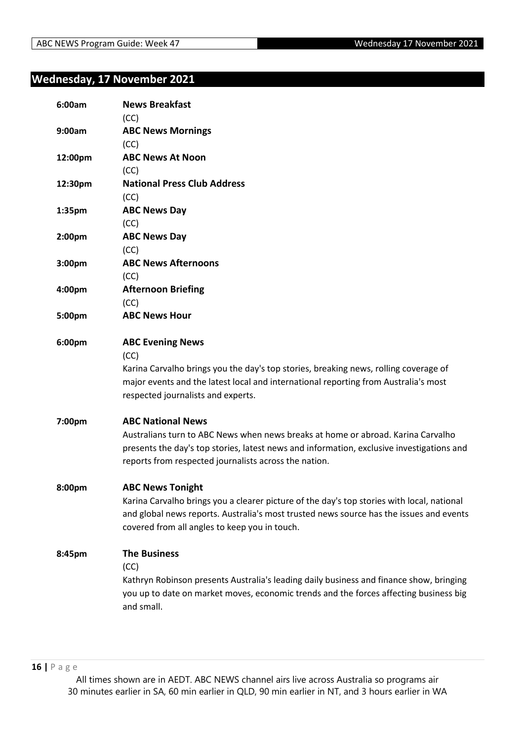## Wednesday, 17 November 2021

**6:00am** **News Breakfast**
(CC)

**9:00am** **ABC News Mornings**
(CC)

**12:00pm** **ABC News At Noon**
(CC)

**12:30pm** **National Press Club Address**
(CC)

**1:35pm** **ABC News Day**
(CC)

**2:00pm** **ABC News Day**
(CC)

**3:00pm** **ABC News Afternoons**
(CC)

**4:00pm** **Afternoon Briefing**
(CC)

**5:00pm** **ABC News Hour**

**6:00pm** **ABC Evening News**
(CC)
Karina Carvalho brings you the day's top stories, breaking news, rolling coverage of major events and the latest local and international reporting from Australia's most respected journalists and experts.

**7:00pm** **ABC National News**
Australians turn to ABC News when news breaks at home or abroad. Karina Carvalho presents the day's top stories, latest news and information, exclusive investigations and reports from respected journalists across the nation.

**8:00pm** **ABC News Tonight**
Karina Carvalho brings you a clearer picture of the day's top stories with local, national and global news reports. Australia's most trusted news source has the issues and events covered from all angles to keep you in touch.

**8:45pm** **The Business**
(CC)
Kathryn Robinson presents Australia's leading daily business and finance show, bringing you up to date on market moves, economic trends and the forces affecting business big and small.

All times shown are in AEDT. ABC NEWS channel airs live across Australia so programs air 30 minutes earlier in SA, 60 min earlier in QLD, 90 min earlier in NT, and 3 hours earlier in WA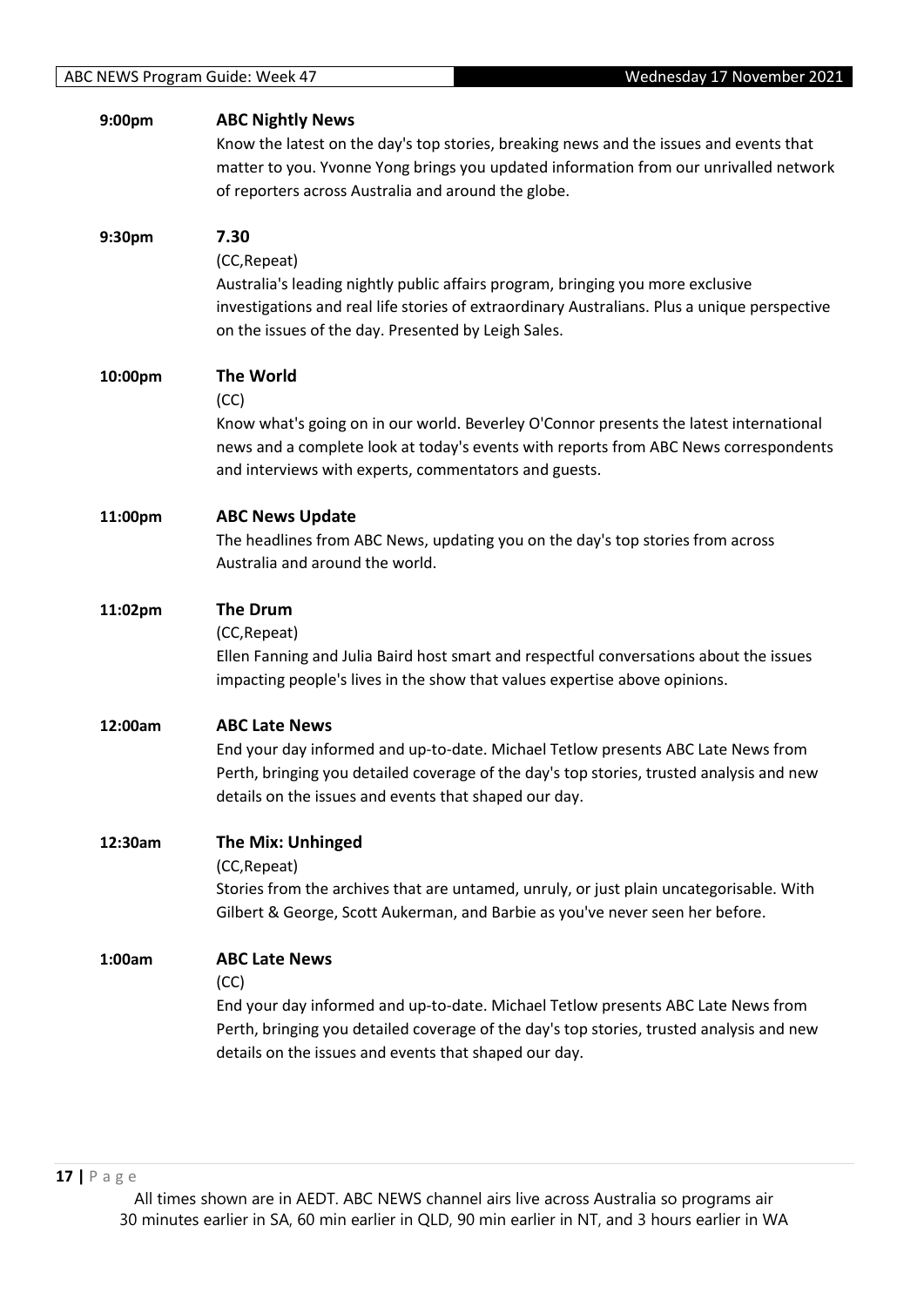**9:00pm** **ABC Nightly News**

Know the latest on the day's top stories, breaking news and the issues and events that matter to you. Yvonne Yong brings you updated information from our unrivalled network of reporters across Australia and around the globe.

**9:30pm** **7.30**

(CC,Repeat)

Australia's leading nightly public affairs program, bringing you more exclusive investigations and real life stories of extraordinary Australians. Plus a unique perspective on the issues of the day. Presented by Leigh Sales.

**10:00pm** **The World**

(CC)

Know what's going on in our world. Beverley O'Connor presents the latest international news and a complete look at today's events with reports from ABC News correspondents and interviews with experts, commentators and guests.

**11:00pm** **ABC News Update**

The headlines from ABC News, updating you on the day's top stories from across Australia and around the world.

**11:02pm** **The Drum**

(CC,Repeat)

Ellen Fanning and Julia Baird host smart and respectful conversations about the issues impacting people's lives in the show that values expertise above opinions.

**12:00am** **ABC Late News**

End your day informed and up-to-date. Michael Tetlow presents ABC Late News from Perth, bringing you detailed coverage of the day's top stories, trusted analysis and new details on the issues and events that shaped our day.

**12:30am** **The Mix: Unhinged**

(CC,Repeat)

Stories from the archives that are untamed, unruly, or just plain uncategorisable. With Gilbert & George, Scott Aukerman, and Barbie as you've never seen her before.

**1:00am** **ABC Late News**

(CC)

End your day informed and up-to-date. Michael Tetlow presents ABC Late News from Perth, bringing you detailed coverage of the day's top stories, trusted analysis and new details on the issues and events that shaped our day.

All times shown are in AEDT. ABC NEWS channel airs live across Australia so programs air 30 minutes earlier in SA, 60 min earlier in QLD, 90 min earlier in NT, and 3 hours earlier in WA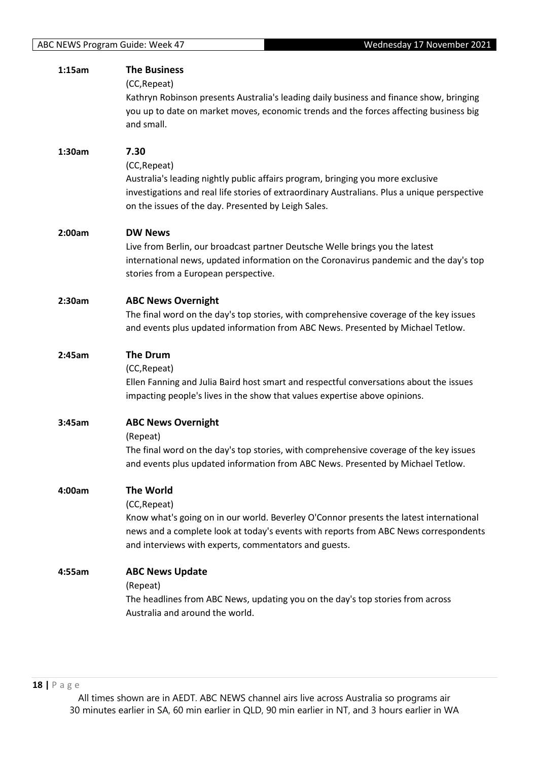**1:15am** **The Business**
(CC,Repeat)
Kathryn Robinson presents Australia's leading daily business and finance show, bringing you up to date on market moves, economic trends and the forces affecting business big and small.

**1:30am** **7.30**
(CC,Repeat)
Australia's leading nightly public affairs program, bringing you more exclusive investigations and real life stories of extraordinary Australians. Plus a unique perspective on the issues of the day. Presented by Leigh Sales.

**2:00am** **DW News**
Live from Berlin, our broadcast partner Deutsche Welle brings you the latest international news, updated information on the Coronavirus pandemic and the day's top stories from a European perspective.

**2:30am** **ABC News Overnight**
The final word on the day's top stories, with comprehensive coverage of the key issues and events plus updated information from ABC News. Presented by Michael Tetlow.

**2:45am** **The Drum**
(CC,Repeat)
Ellen Fanning and Julia Baird host smart and respectful conversations about the issues impacting people's lives in the show that values expertise above opinions.

**3:45am** **ABC News Overnight**
(Repeat)
The final word on the day's top stories, with comprehensive coverage of the key issues and events plus updated information from ABC News. Presented by Michael Tetlow.

**4:00am** **The World**
(CC,Repeat)
Know what's going on in our world. Beverley O'Connor presents the latest international news and a complete look at today's events with reports from ABC News correspondents and interviews with experts, commentators and guests.

**4:55am** **ABC News Update**
(Repeat)
The headlines from ABC News, updating you on the day's top stories from across Australia and around the world.

All times shown are in AEDT. ABC NEWS channel airs live across Australia so programs air 30 minutes earlier in SA, 60 min earlier in QLD, 90 min earlier in NT, and 3 hours earlier in WA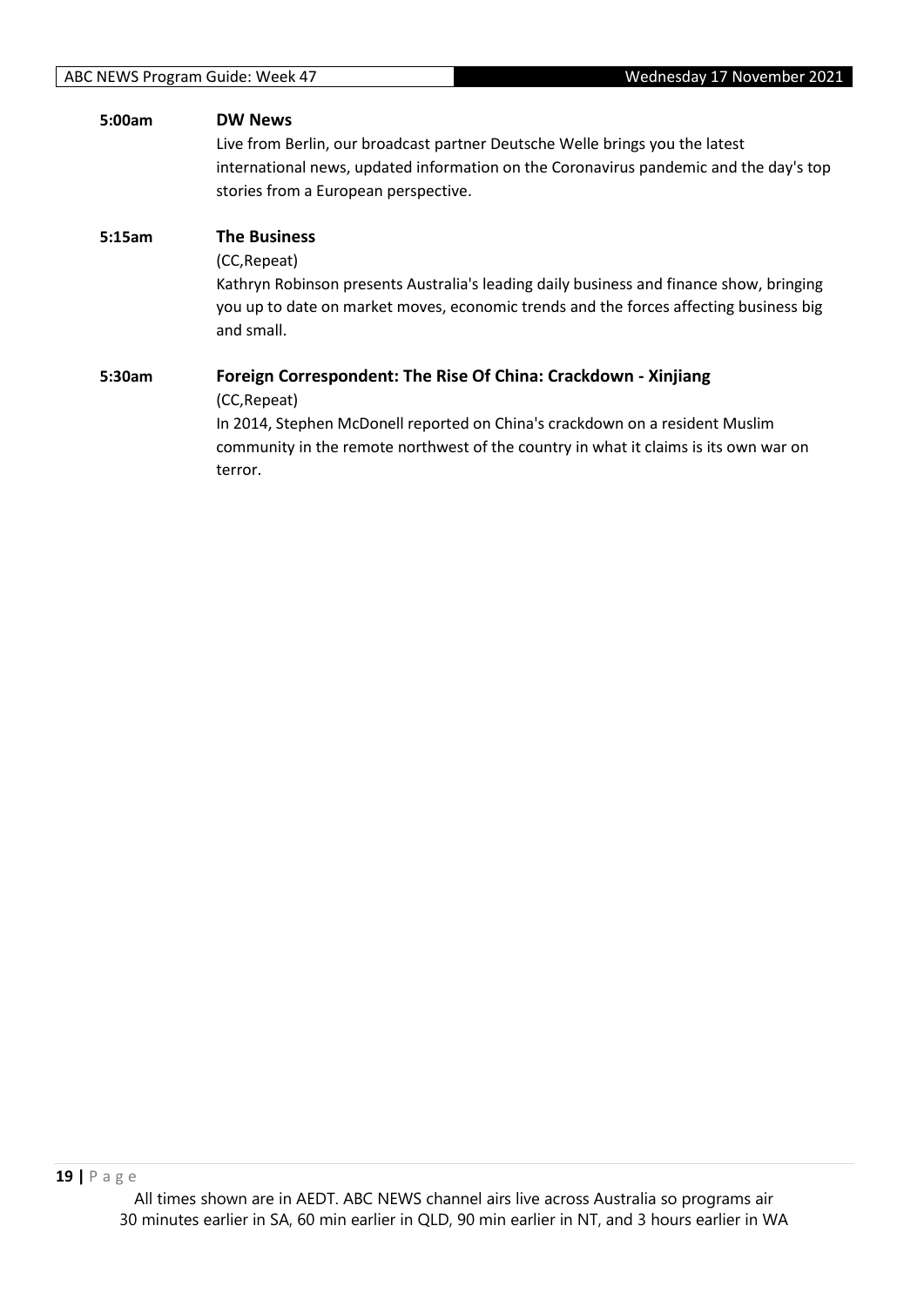**5:00am** **DW News**

Live from Berlin, our broadcast partner Deutsche Welle brings you the latest international news, updated information on the Coronavirus pandemic and the day's top stories from a European perspective.

**5:15am** **The Business**

(CC,Repeat)

Kathryn Robinson presents Australia's leading daily business and finance show, bringing you up to date on market moves, economic trends and the forces affecting business big and small.

**5:30am** **Foreign Correspondent: The Rise Of China: Crackdown - Xinjiang**

(CC,Repeat)

In 2014, Stephen McDonell reported on China's crackdown on a resident Muslim community in the remote northwest of the country in what it claims is its own war on terror.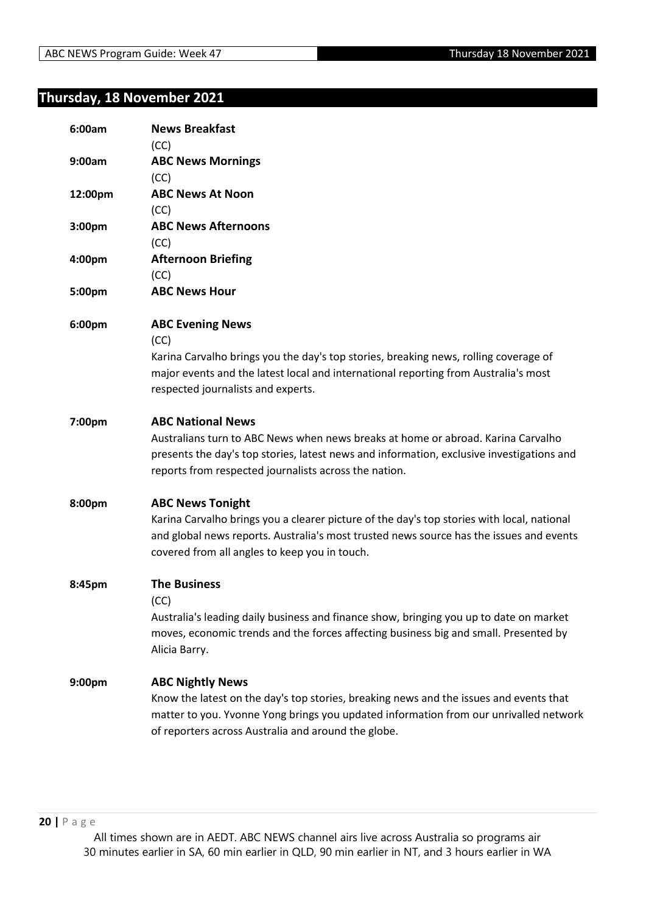## Thursday, 18 November 2021

**6:00am** **News Breakfast**
(CC)

**9:00am** **ABC News Mornings**
(CC)

**12:00pm** **ABC News At Noon**
(CC)

**3:00pm** **ABC News Afternoons**
(CC)

**4:00pm** **Afternoon Briefing**
(CC)

**5:00pm** **ABC News Hour**

**6:00pm** **ABC Evening News**
(CC)
Karina Carvalho brings you the day's top stories, breaking news, rolling coverage of major events and the latest local and international reporting from Australia's most respected journalists and experts.

**7:00pm** **ABC National News**
Australians turn to ABC News when news breaks at home or abroad. Karina Carvalho presents the day's top stories, latest news and information, exclusive investigations and reports from respected journalists across the nation.

**8:00pm** **ABC News Tonight**
Karina Carvalho brings you a clearer picture of the day's top stories with local, national and global news reports. Australia's most trusted news source has the issues and events covered from all angles to keep you in touch.

**8:45pm** **The Business**
(CC)
Australia's leading daily business and finance show, bringing you up to date on market moves, economic trends and the forces affecting business big and small. Presented by Alicia Barry.

**9:00pm** **ABC Nightly News**
Know the latest on the day's top stories, breaking news and the issues and events that matter to you. Yvonne Yong brings you updated information from our unrivalled network of reporters across Australia and around the globe.

All times shown are in AEDT. ABC NEWS channel airs live across Australia so programs air 30 minutes earlier in SA, 60 min earlier in QLD, 90 min earlier in NT, and 3 hours earlier in WA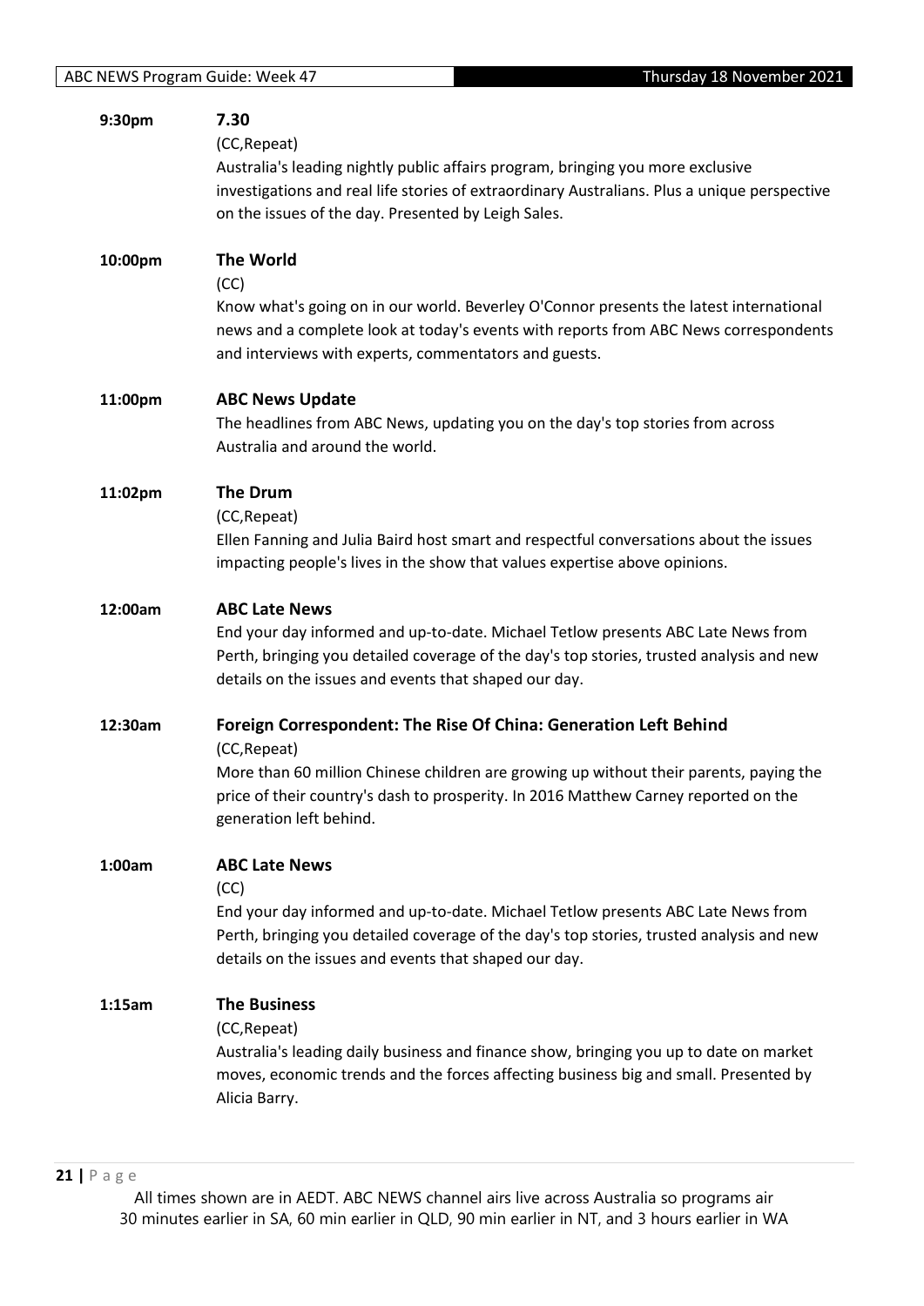**9:30pm** **7.30**
(CC,Repeat)
Australia's leading nightly public affairs program, bringing you more exclusive investigations and real life stories of extraordinary Australians. Plus a unique perspective on the issues of the day. Presented by Leigh Sales.

**10:00pm** **The World**
(CC)
Know what's going on in our world. Beverley O'Connor presents the latest international news and a complete look at today's events with reports from ABC News correspondents and interviews with experts, commentators and guests.

**11:00pm** **ABC News Update**
The headlines from ABC News, updating you on the day's top stories from across Australia and around the world.

**11:02pm** **The Drum**
(CC,Repeat)
Ellen Fanning and Julia Baird host smart and respectful conversations about the issues impacting people's lives in the show that values expertise above opinions.

**12:00am** **ABC Late News**
End your day informed and up-to-date. Michael Tetlow presents ABC Late News from Perth, bringing you detailed coverage of the day's top stories, trusted analysis and new details on the issues and events that shaped our day.

**12:30am** **Foreign Correspondent: The Rise Of China: Generation Left Behind**
(CC,Repeat)
More than 60 million Chinese children are growing up without their parents, paying the price of their country's dash to prosperity. In 2016 Matthew Carney reported on the generation left behind.

**1:00am** **ABC Late News**
(CC)
End your day informed and up-to-date. Michael Tetlow presents ABC Late News from Perth, bringing you detailed coverage of the day's top stories, trusted analysis and new details on the issues and events that shaped our day.

**1:15am** **The Business**
(CC,Repeat)
Australia's leading daily business and finance show, bringing you up to date on market moves, economic trends and the forces affecting business big and small. Presented by Alicia Barry.

All times shown are in AEDT. ABC NEWS channel airs live across Australia so programs air 30 minutes earlier in SA, 60 min earlier in QLD, 90 min earlier in NT, and 3 hours earlier in WA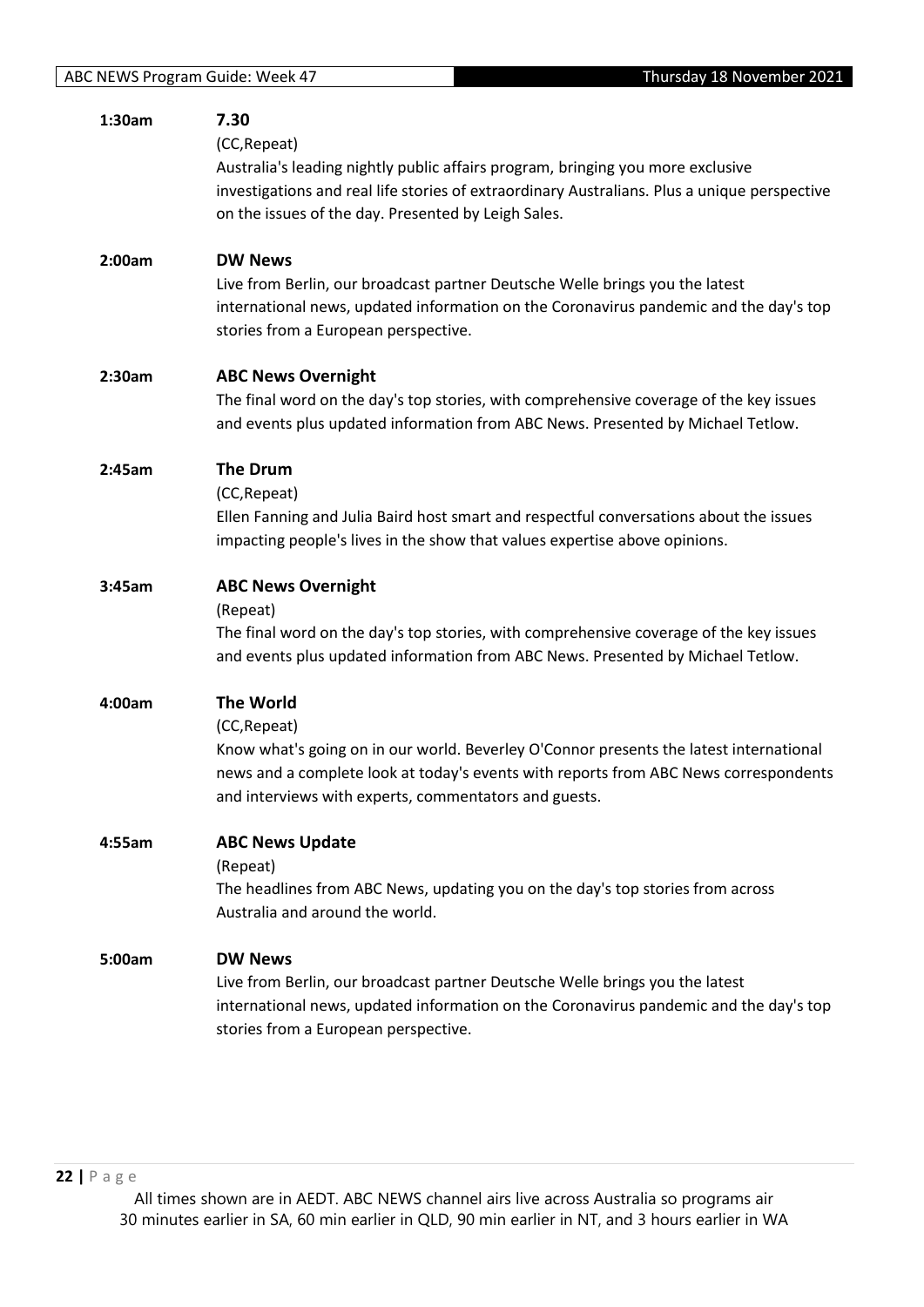**1:30am** **7.30**
(CC,Repeat)
Australia's leading nightly public affairs program, bringing you more exclusive investigations and real life stories of extraordinary Australians. Plus a unique perspective on the issues of the day. Presented by Leigh Sales.

**2:00am** **DW News**
Live from Berlin, our broadcast partner Deutsche Welle brings you the latest international news, updated information on the Coronavirus pandemic and the day's top stories from a European perspective.

**2:30am** **ABC News Overnight**
The final word on the day's top stories, with comprehensive coverage of the key issues and events plus updated information from ABC News. Presented by Michael Tetlow.

**2:45am** **The Drum**
(CC,Repeat)
Ellen Fanning and Julia Baird host smart and respectful conversations about the issues impacting people's lives in the show that values expertise above opinions.

**3:45am** **ABC News Overnight**
(Repeat)
The final word on the day's top stories, with comprehensive coverage of the key issues and events plus updated information from ABC News. Presented by Michael Tetlow.

**4:00am** **The World**
(CC,Repeat)
Know what's going on in our world. Beverley O'Connor presents the latest international news and a complete look at today's events with reports from ABC News correspondents and interviews with experts, commentators and guests.

**4:55am** **ABC News Update**
(Repeat)
The headlines from ABC News, updating you on the day's top stories from across Australia and around the world.

**5:00am** **DW News**
Live from Berlin, our broadcast partner Deutsche Welle brings you the latest international news, updated information on the Coronavirus pandemic and the day's top stories from a European perspective.

All times shown are in AEDT. ABC NEWS channel airs live across Australia so programs air 30 minutes earlier in SA, 60 min earlier in QLD, 90 min earlier in NT, and 3 hours earlier in WA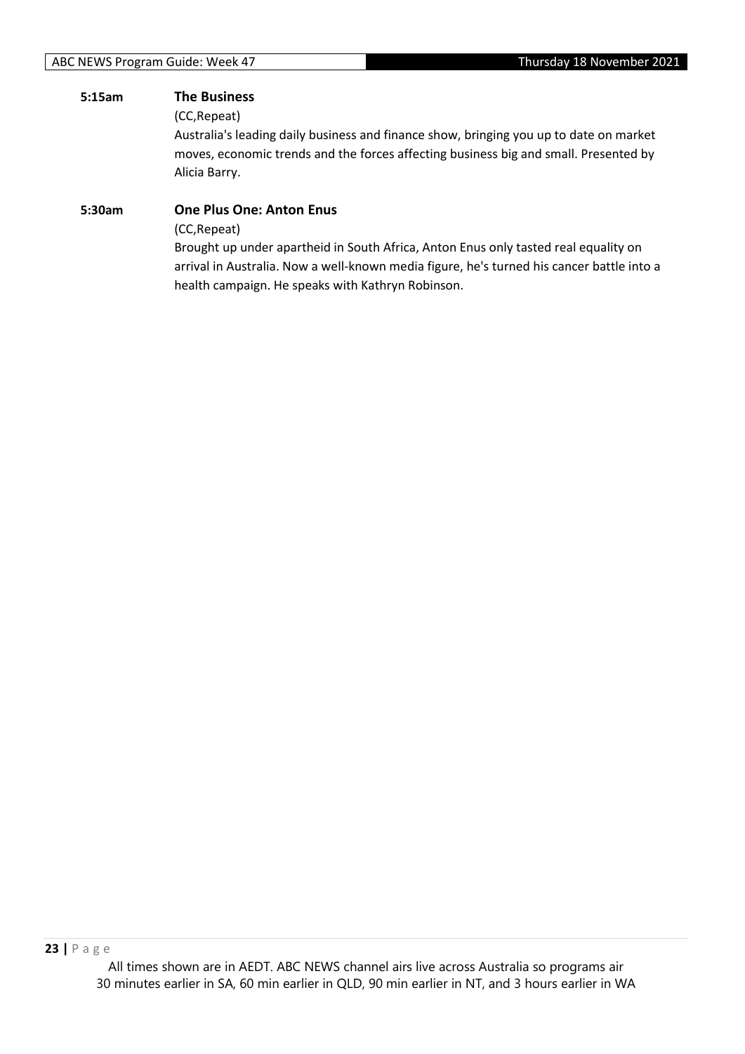**5:15am** **The Business**

(CC,Repeat)

Australia's leading daily business and finance show, bringing you up to date on market moves, economic trends and the forces affecting business big and small. Presented by Alicia Barry.

**5:30am** **One Plus One: Anton Enus**

(CC,Repeat)

Brought up under apartheid in South Africa, Anton Enus only tasted real equality on arrival in Australia. Now a well-known media figure, he's turned his cancer battle into a health campaign. He speaks with Kathryn Robinson.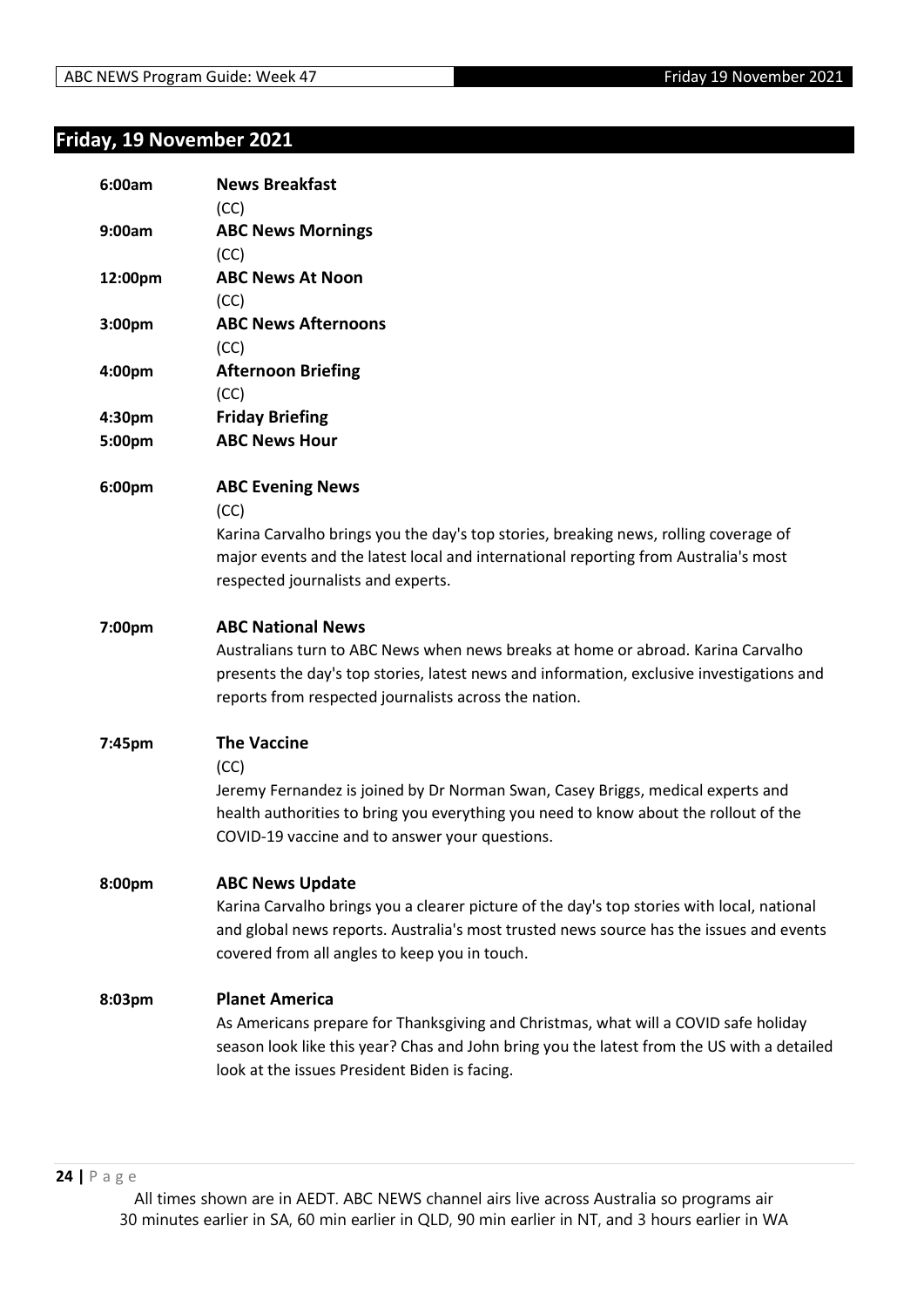## Friday, 19 November 2021

**6:00am** **News Breakfast**
(CC)

**9:00am** **ABC News Mornings**
(CC)

**12:00pm** **ABC News At Noon**
(CC)

**3:00pm** **ABC News Afternoons**
(CC)

**4:00pm** **Afternoon Briefing**
(CC)

**4:30pm** **Friday Briefing**

**5:00pm** **ABC News Hour**

**6:00pm** **ABC Evening News**
(CC)
Karina Carvalho brings you the day's top stories, breaking news, rolling coverage of major events and the latest local and international reporting from Australia's most respected journalists and experts.

**7:00pm** **ABC National News**
Australians turn to ABC News when news breaks at home or abroad. Karina Carvalho presents the day's top stories, latest news and information, exclusive investigations and reports from respected journalists across the nation.

**7:45pm** **The Vaccine**
(CC)
Jeremy Fernandez is joined by Dr Norman Swan, Casey Briggs, medical experts and health authorities to bring you everything you need to know about the rollout of the COVID-19 vaccine and to answer your questions.

**8:00pm** **ABC News Update**
Karina Carvalho brings you a clearer picture of the day's top stories with local, national and global news reports. Australia's most trusted news source has the issues and events covered from all angles to keep you in touch.

**8:03pm** **Planet America**
As Americans prepare for Thanksgiving and Christmas, what will a COVID safe holiday season look like this year? Chas and John bring you the latest from the US with a detailed look at the issues President Biden is facing.

All times shown are in AEDT. ABC NEWS channel airs live across Australia so programs air 30 minutes earlier in SA, 60 min earlier in QLD, 90 min earlier in NT, and 3 hours earlier in WA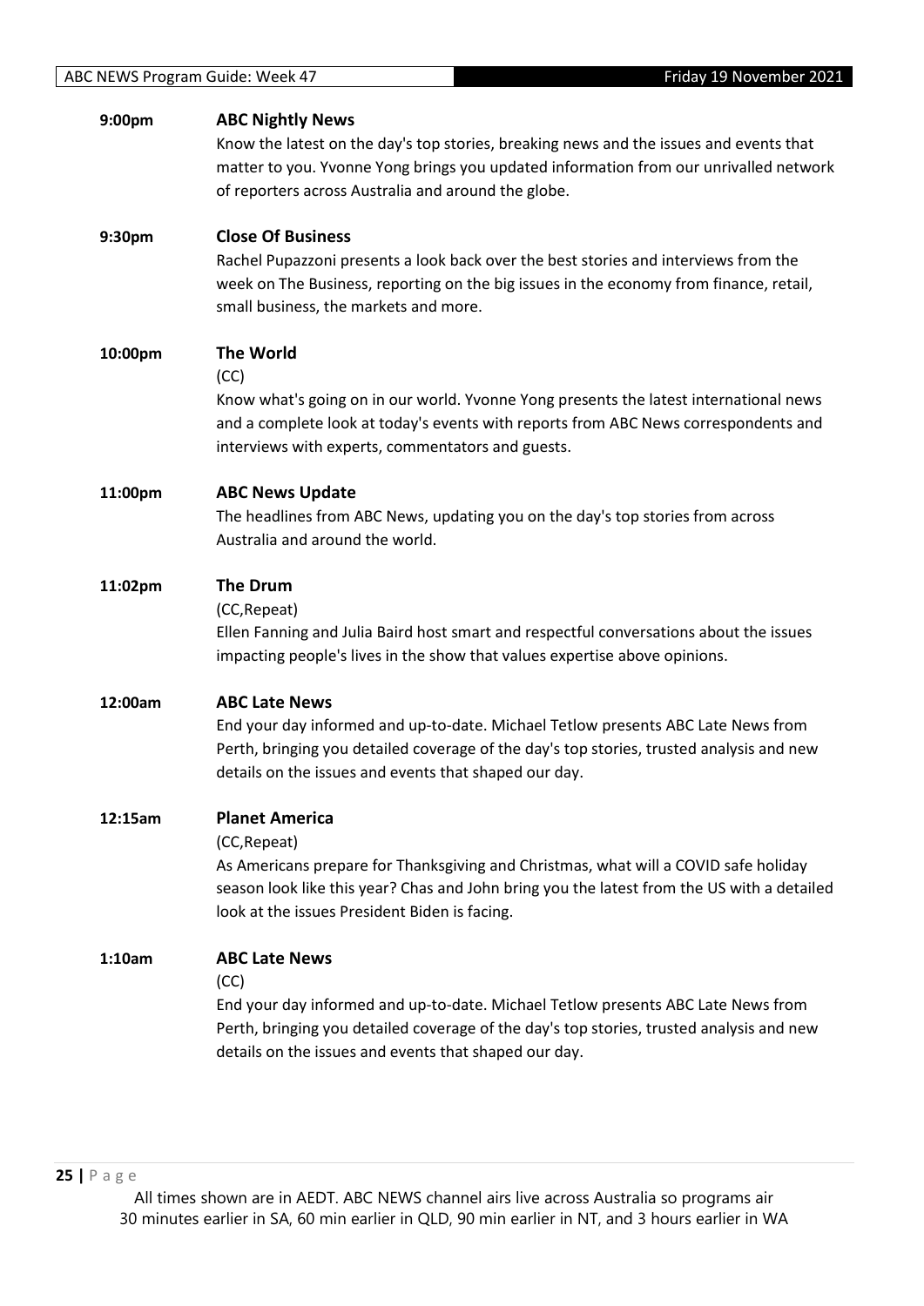**9:00pm** **ABC Nightly News**

Know the latest on the day's top stories, breaking news and the issues and events that matter to you. Yvonne Yong brings you updated information from our unrivalled network of reporters across Australia and around the globe.

**9:30pm** **Close Of Business**

Rachel Pupazzoni presents a look back over the best stories and interviews from the week on The Business, reporting on the big issues in the economy from finance, retail, small business, the markets and more.

**10:00pm** **The World**

(CC)

Know what's going on in our world. Yvonne Yong presents the latest international news and a complete look at today's events with reports from ABC News correspondents and interviews with experts, commentators and guests.

**11:00pm** **ABC News Update**

The headlines from ABC News, updating you on the day's top stories from across Australia and around the world.

**11:02pm** **The Drum**

(CC,Repeat)

Ellen Fanning and Julia Baird host smart and respectful conversations about the issues impacting people's lives in the show that values expertise above opinions.

**12:00am** **ABC Late News**

End your day informed and up-to-date. Michael Tetlow presents ABC Late News from Perth, bringing you detailed coverage of the day's top stories, trusted analysis and new details on the issues and events that shaped our day.

**12:15am** **Planet America**

(CC,Repeat)

As Americans prepare for Thanksgiving and Christmas, what will a COVID safe holiday season look like this year? Chas and John bring you the latest from the US with a detailed look at the issues President Biden is facing.

**1:10am** **ABC Late News**

(CC)

End your day informed and up-to-date. Michael Tetlow presents ABC Late News from Perth, bringing you detailed coverage of the day's top stories, trusted analysis and new details on the issues and events that shaped our day.

All times shown are in AEDT. ABC NEWS channel airs live across Australia so programs air 30 minutes earlier in SA, 60 min earlier in QLD, 90 min earlier in NT, and 3 hours earlier in WA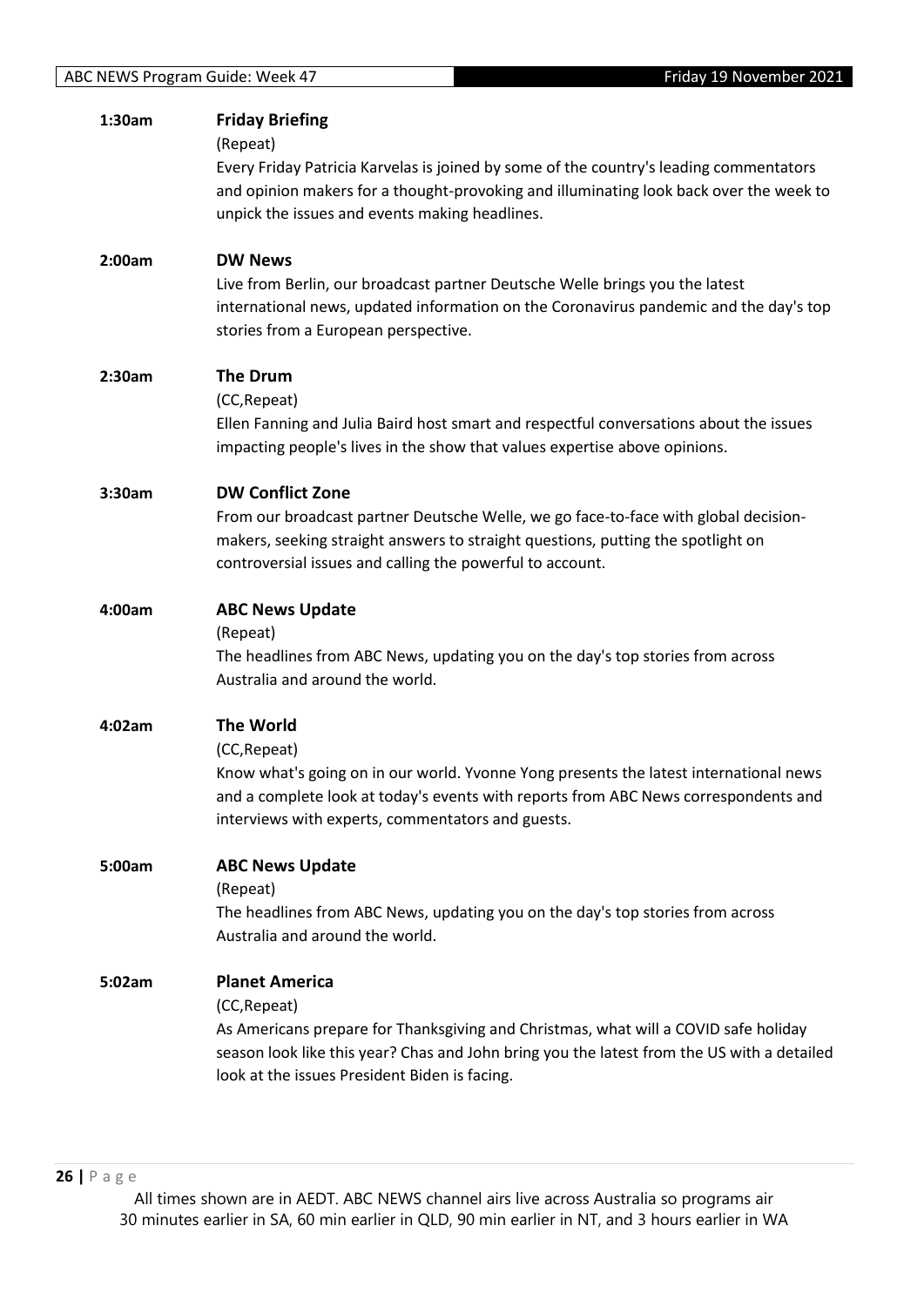**1:30am** **Friday Briefing**

(Repeat)

Every Friday Patricia Karvelas is joined by some of the country's leading commentators and opinion makers for a thought-provoking and illuminating look back over the week to unpick the issues and events making headlines.

**2:00am** **DW News**

Live from Berlin, our broadcast partner Deutsche Welle brings you the latest international news, updated information on the Coronavirus pandemic and the day's top stories from a European perspective.

**2:30am** **The Drum**

(CC,Repeat)

Ellen Fanning and Julia Baird host smart and respectful conversations about the issues impacting people's lives in the show that values expertise above opinions.

**3:30am** **DW Conflict Zone**

From our broadcast partner Deutsche Welle, we go face-to-face with global decision-makers, seeking straight answers to straight questions, putting the spotlight on controversial issues and calling the powerful to account.

**4:00am** **ABC News Update**

(Repeat)

The headlines from ABC News, updating you on the day's top stories from across Australia and around the world.

**4:02am** **The World**

(CC,Repeat)

Know what's going on in our world. Yvonne Yong presents the latest international news and a complete look at today's events with reports from ABC News correspondents and interviews with experts, commentators and guests.

**5:00am** **ABC News Update**

(Repeat)

The headlines from ABC News, updating you on the day's top stories from across Australia and around the world.

**5:02am** **Planet America**

(CC,Repeat)

As Americans prepare for Thanksgiving and Christmas, what will a COVID safe holiday season look like this year? Chas and John bring you the latest from the US with a detailed look at the issues President Biden is facing.

All times shown are in AEDT. ABC NEWS channel airs live across Australia so programs air 30 minutes earlier in SA, 60 min earlier in QLD, 90 min earlier in NT, and 3 hours earlier in WA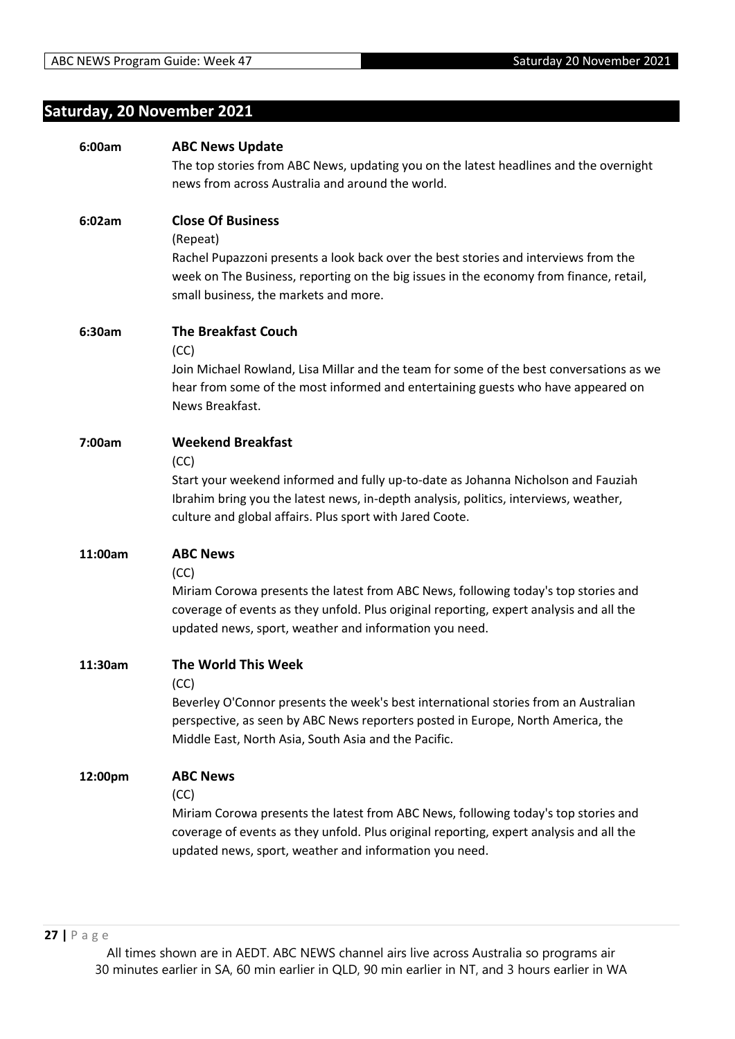## Saturday, 20 November 2021

**6:00am** **ABC News Update**

The top stories from ABC News, updating you on the latest headlines and the overnight news from across Australia and around the world.

**6:02am** **Close Of Business**

(Repeat)

Rachel Pupazzoni presents a look back over the best stories and interviews from the week on The Business, reporting on the big issues in the economy from finance, retail, small business, the markets and more.

**6:30am** **The Breakfast Couch**

(CC)

Join Michael Rowland, Lisa Millar and the team for some of the best conversations as we hear from some of the most informed and entertaining guests who have appeared on News Breakfast.

**7:00am** **Weekend Breakfast**

(CC)

Start your weekend informed and fully up-to-date as Johanna Nicholson and Fauziah Ibrahim bring you the latest news, in-depth analysis, politics, interviews, weather, culture and global affairs. Plus sport with Jared Coote.

**11:00am** **ABC News**

(CC)

Miriam Corowa presents the latest from ABC News, following today's top stories and coverage of events as they unfold. Plus original reporting, expert analysis and all the updated news, sport, weather and information you need.

**11:30am** **The World This Week**

(CC)

Beverley O'Connor presents the week's best international stories from an Australian perspective, as seen by ABC News reporters posted in Europe, North America, the Middle East, North Asia, South Asia and the Pacific.

**12:00pm** **ABC News**

(CC)

Miriam Corowa presents the latest from ABC News, following today's top stories and coverage of events as they unfold. Plus original reporting, expert analysis and all the updated news, sport, weather and information you need.

All times shown are in AEDT. ABC NEWS channel airs live across Australia so programs air 30 minutes earlier in SA, 60 min earlier in QLD, 90 min earlier in NT, and 3 hours earlier in WA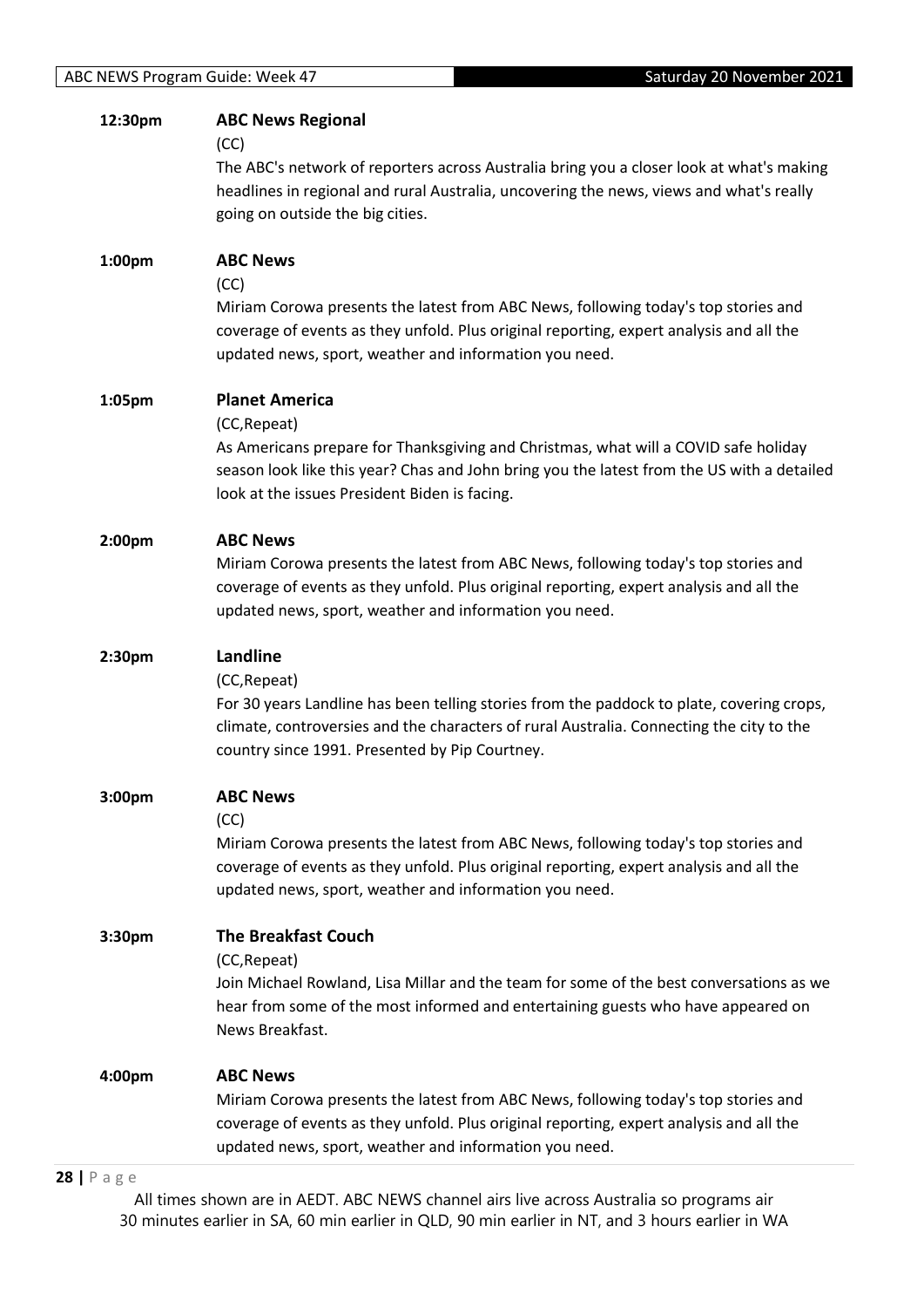**12:30pm** **ABC News Regional**

(CC)

The ABC's network of reporters across Australia bring you a closer look at what's making headlines in regional and rural Australia, uncovering the news, views and what's really going on outside the big cities.

**1:00pm** **ABC News**

(CC)

Miriam Corowa presents the latest from ABC News, following today's top stories and coverage of events as they unfold. Plus original reporting, expert analysis and all the updated news, sport, weather and information you need.

**1:05pm** **Planet America**

(CC,Repeat)

As Americans prepare for Thanksgiving and Christmas, what will a COVID safe holiday season look like this year? Chas and John bring you the latest from the US with a detailed look at the issues President Biden is facing.

**2:00pm** **ABC News**

Miriam Corowa presents the latest from ABC News, following today's top stories and coverage of events as they unfold. Plus original reporting, expert analysis and all the updated news, sport, weather and information you need.

**2:30pm** **Landline**

(CC,Repeat)

For 30 years Landline has been telling stories from the paddock to plate, covering crops, climate, controversies and the characters of rural Australia. Connecting the city to the country since 1991. Presented by Pip Courtney.

**3:00pm** **ABC News**

(CC)

Miriam Corowa presents the latest from ABC News, following today's top stories and coverage of events as they unfold. Plus original reporting, expert analysis and all the updated news, sport, weather and information you need.

**3:30pm** **The Breakfast Couch**

(CC,Repeat)

Join Michael Rowland, Lisa Millar and the team for some of the best conversations as we hear from some of the most informed and entertaining guests who have appeared on News Breakfast.

**4:00pm** **ABC News**

Miriam Corowa presents the latest from ABC News, following today's top stories and coverage of events as they unfold. Plus original reporting, expert analysis and all the updated news, sport, weather and information you need.

All times shown are in AEDT. ABC NEWS channel airs live across Australia so programs air 30 minutes earlier in SA, 60 min earlier in QLD, 90 min earlier in NT, and 3 hours earlier in WA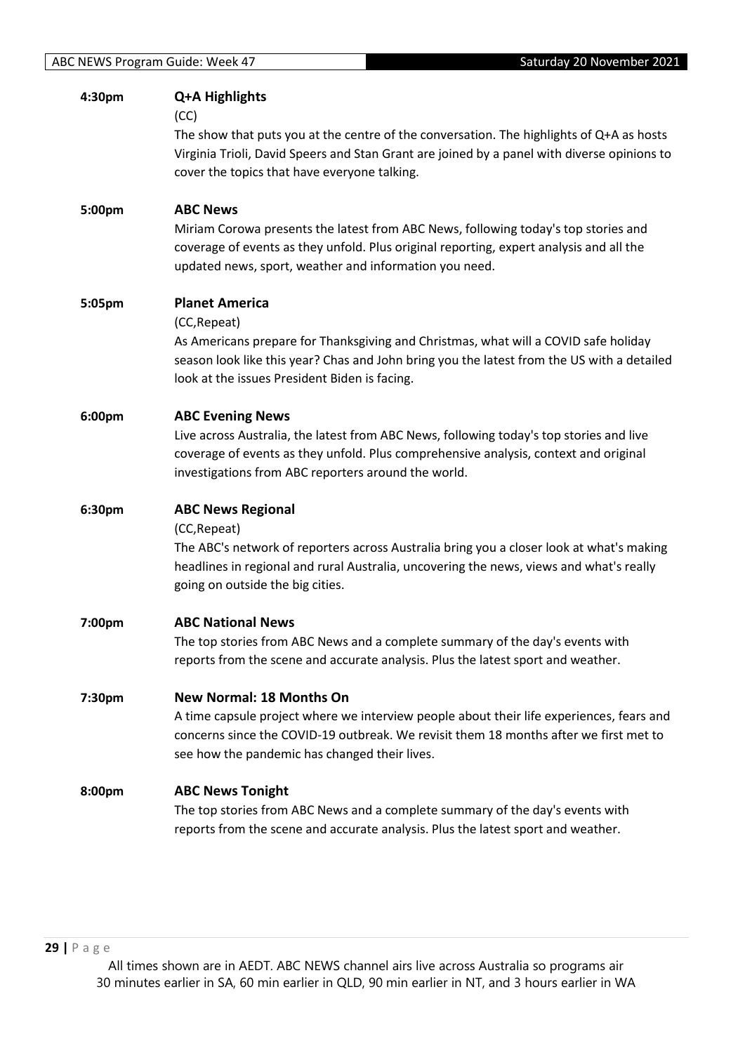**4:30pm** **Q+A Highlights**

(CC)

The show that puts you at the centre of the conversation. The highlights of Q+A as hosts Virginia Trioli, David Speers and Stan Grant are joined by a panel with diverse opinions to cover the topics that have everyone talking.

**5:00pm** **ABC News**

Miriam Corowa presents the latest from ABC News, following today's top stories and coverage of events as they unfold. Plus original reporting, expert analysis and all the updated news, sport, weather and information you need.

**5:05pm** **Planet America**

(CC,Repeat)

As Americans prepare for Thanksgiving and Christmas, what will a COVID safe holiday season look like this year? Chas and John bring you the latest from the US with a detailed look at the issues President Biden is facing.

**6:00pm** **ABC Evening News**

Live across Australia, the latest from ABC News, following today's top stories and live coverage of events as they unfold. Plus comprehensive analysis, context and original investigations from ABC reporters around the world.

**6:30pm** **ABC News Regional**

(CC,Repeat)

The ABC's network of reporters across Australia bring you a closer look at what's making headlines in regional and rural Australia, uncovering the news, views and what's really going on outside the big cities.

**7:00pm** **ABC National News**

The top stories from ABC News and a complete summary of the day's events with reports from the scene and accurate analysis. Plus the latest sport and weather.

**7:30pm** **New Normal: 18 Months On**

A time capsule project where we interview people about their life experiences, fears and concerns since the COVID-19 outbreak. We revisit them 18 months after we first met to see how the pandemic has changed their lives.

**8:00pm** **ABC News Tonight**

The top stories from ABC News and a complete summary of the day's events with reports from the scene and accurate analysis. Plus the latest sport and weather.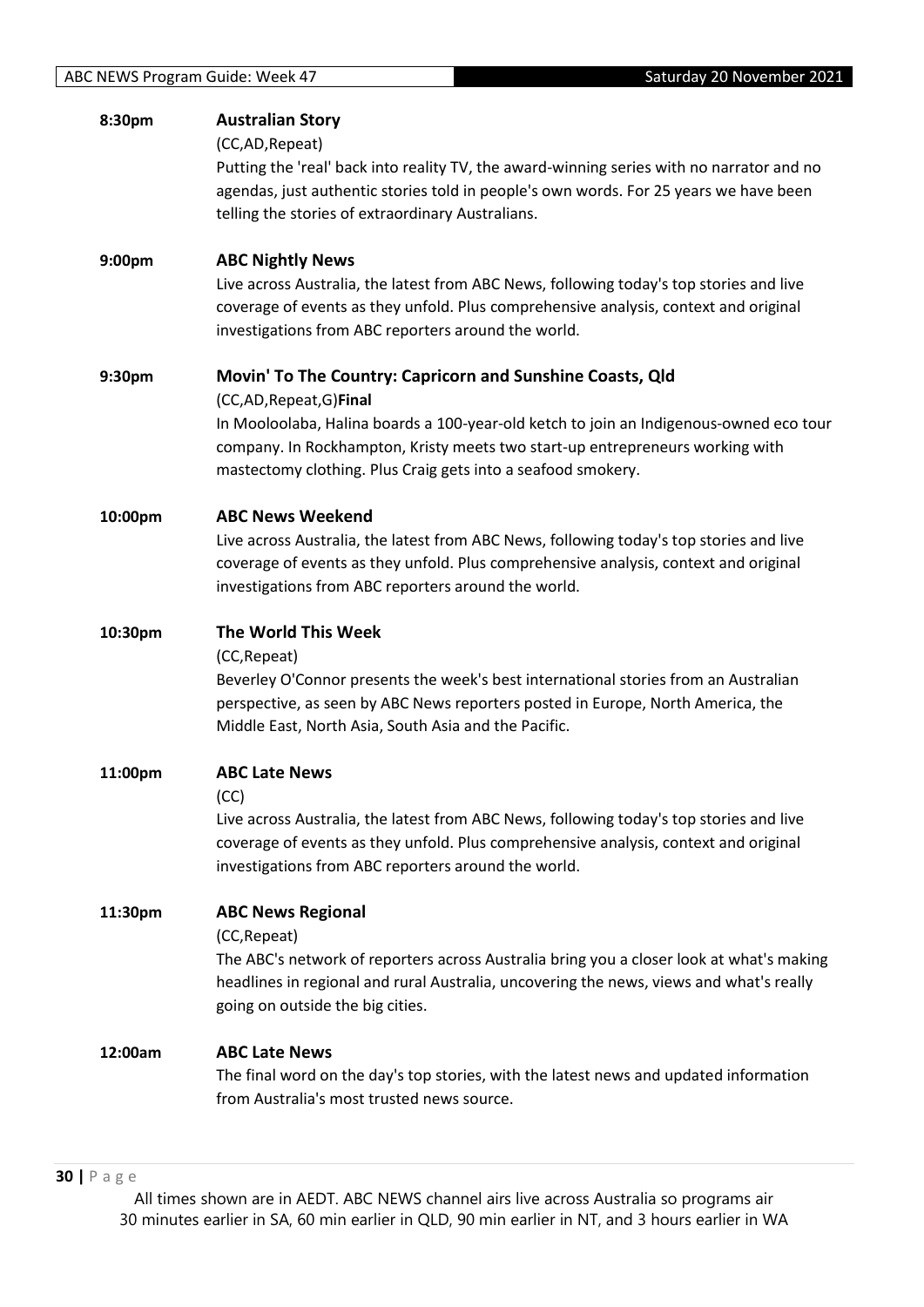**8:30pm** **Australian Story**

(CC,AD,Repeat)

Putting the 'real' back into reality TV, the award-winning series with no narrator and no agendas, just authentic stories told in people's own words. For 25 years we have been telling the stories of extraordinary Australians.

**9:00pm** **ABC Nightly News**

Live across Australia, the latest from ABC News, following today's top stories and live coverage of events as they unfold. Plus comprehensive analysis, context and original investigations from ABC reporters around the world.

**9:30pm** **Movin' To The Country: Capricorn and Sunshine Coasts, Qld**

(CC,AD,Repeat,G)**Final**

In Mooloolaba, Halina boards a 100-year-old ketch to join an Indigenous-owned eco tour company. In Rockhampton, Kristy meets two start-up entrepreneurs working with mastectomy clothing. Plus Craig gets into a seafood smokery.

**10:00pm** **ABC News Weekend**

Live across Australia, the latest from ABC News, following today's top stories and live coverage of events as they unfold. Plus comprehensive analysis, context and original investigations from ABC reporters around the world.

**10:30pm** **The World This Week**

(CC,Repeat)

Beverley O'Connor presents the week's best international stories from an Australian perspective, as seen by ABC News reporters posted in Europe, North America, the Middle East, North Asia, South Asia and the Pacific.

**11:00pm** **ABC Late News**

(CC)

Live across Australia, the latest from ABC News, following today's top stories and live coverage of events as they unfold. Plus comprehensive analysis, context and original investigations from ABC reporters around the world.

**11:30pm** **ABC News Regional**

(CC,Repeat)

The ABC's network of reporters across Australia bring you a closer look at what's making headlines in regional and rural Australia, uncovering the news, views and what's really going on outside the big cities.

**12:00am** **ABC Late News**

The final word on the day's top stories, with the latest news and updated information from Australia's most trusted news source.

All times shown are in AEDT. ABC NEWS channel airs live across Australia so programs air 30 minutes earlier in SA, 60 min earlier in QLD, 90 min earlier in NT, and 3 hours earlier in WA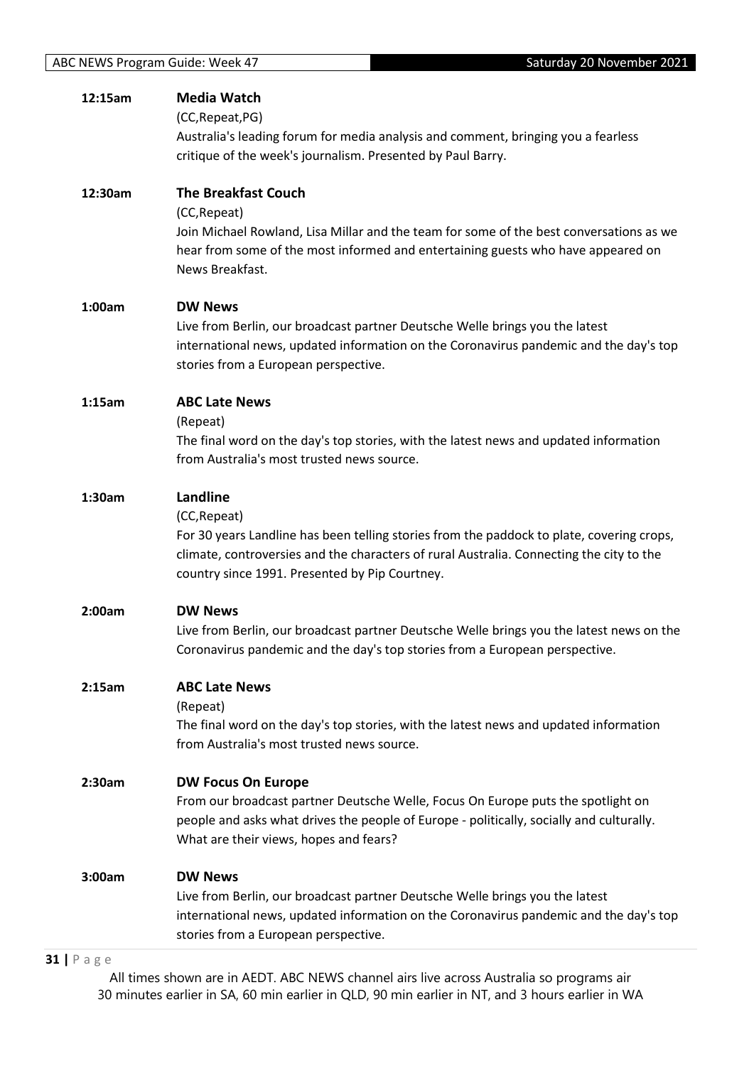**12:15am** **Media Watch**

(CC,Repeat,PG)

Australia's leading forum for media analysis and comment, bringing you a fearless critique of the week's journalism. Presented by Paul Barry.

**12:30am** **The Breakfast Couch**

(CC,Repeat)

Join Michael Rowland, Lisa Millar and the team for some of the best conversations as we hear from some of the most informed and entertaining guests who have appeared on News Breakfast.

**1:00am** **DW News**

Live from Berlin, our broadcast partner Deutsche Welle brings you the latest international news, updated information on the Coronavirus pandemic and the day's top stories from a European perspective.

**1:15am** **ABC Late News**

(Repeat)

The final word on the day's top stories, with the latest news and updated information from Australia's most trusted news source.

**1:30am** **Landline**

(CC,Repeat)

For 30 years Landline has been telling stories from the paddock to plate, covering crops, climate, controversies and the characters of rural Australia. Connecting the city to the country since 1991. Presented by Pip Courtney.

**2:00am** **DW News**

Live from Berlin, our broadcast partner Deutsche Welle brings you the latest news on the Coronavirus pandemic and the day's top stories from a European perspective.

**2:15am** **ABC Late News**

(Repeat)

The final word on the day's top stories, with the latest news and updated information from Australia's most trusted news source.

**2:30am** **DW Focus On Europe**

From our broadcast partner Deutsche Welle, Focus On Europe puts the spotlight on people and asks what drives the people of Europe - politically, socially and culturally. What are their views, hopes and fears?

**3:00am** **DW News**

Live from Berlin, our broadcast partner Deutsche Welle brings you the latest international news, updated information on the Coronavirus pandemic and the day's top stories from a European perspective.

All times shown are in AEDT. ABC NEWS channel airs live across Australia so programs air 30 minutes earlier in SA, 60 min earlier in QLD, 90 min earlier in NT, and 3 hours earlier in WA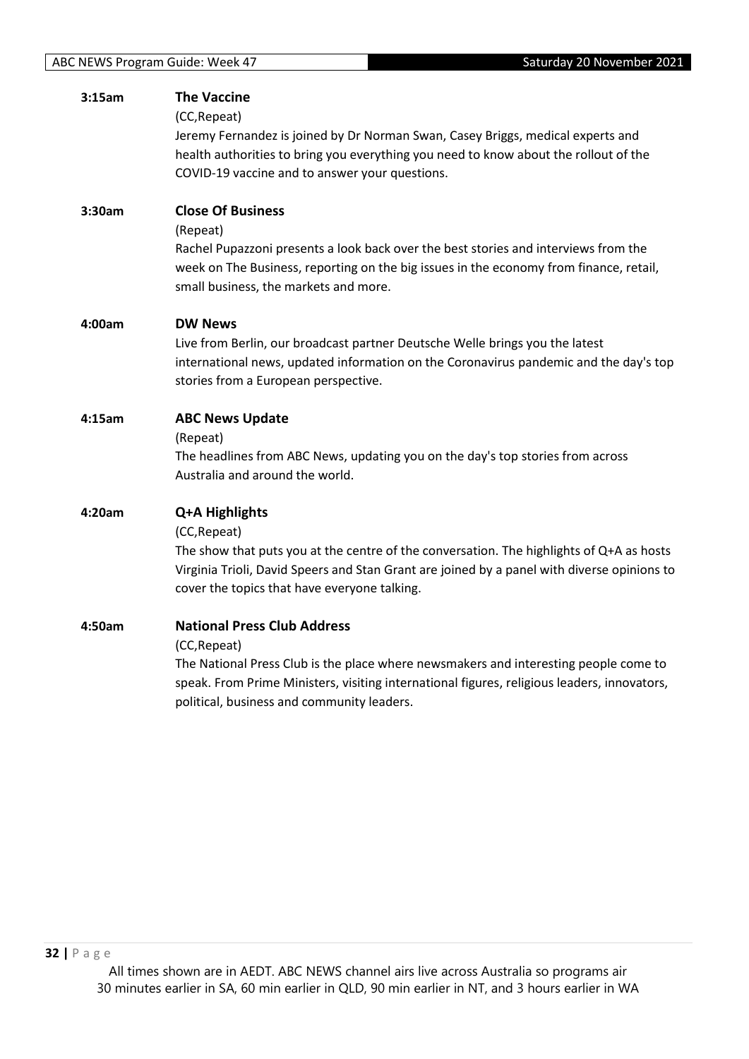**3:15am** **The Vaccine**

(CC,Repeat)

Jeremy Fernandez is joined by Dr Norman Swan, Casey Briggs, medical experts and health authorities to bring you everything you need to know about the rollout of the COVID-19 vaccine and to answer your questions.

**3:30am** **Close Of Business**

(Repeat)

Rachel Pupazzoni presents a look back over the best stories and interviews from the week on The Business, reporting on the big issues in the economy from finance, retail, small business, the markets and more.

**4:00am** **DW News**

Live from Berlin, our broadcast partner Deutsche Welle brings you the latest international news, updated information on the Coronavirus pandemic and the day's top stories from a European perspective.

**4:15am** **ABC News Update**

(Repeat)

The headlines from ABC News, updating you on the day's top stories from across Australia and around the world.

**4:20am** **Q+A Highlights**

(CC,Repeat)

The show that puts you at the centre of the conversation. The highlights of Q+A as hosts Virginia Trioli, David Speers and Stan Grant are joined by a panel with diverse opinions to cover the topics that have everyone talking.

**4:50am** **National Press Club Address**

(CC,Repeat)

The National Press Club is the place where newsmakers and interesting people come to speak. From Prime Ministers, visiting international figures, religious leaders, innovators, political, business and community leaders.